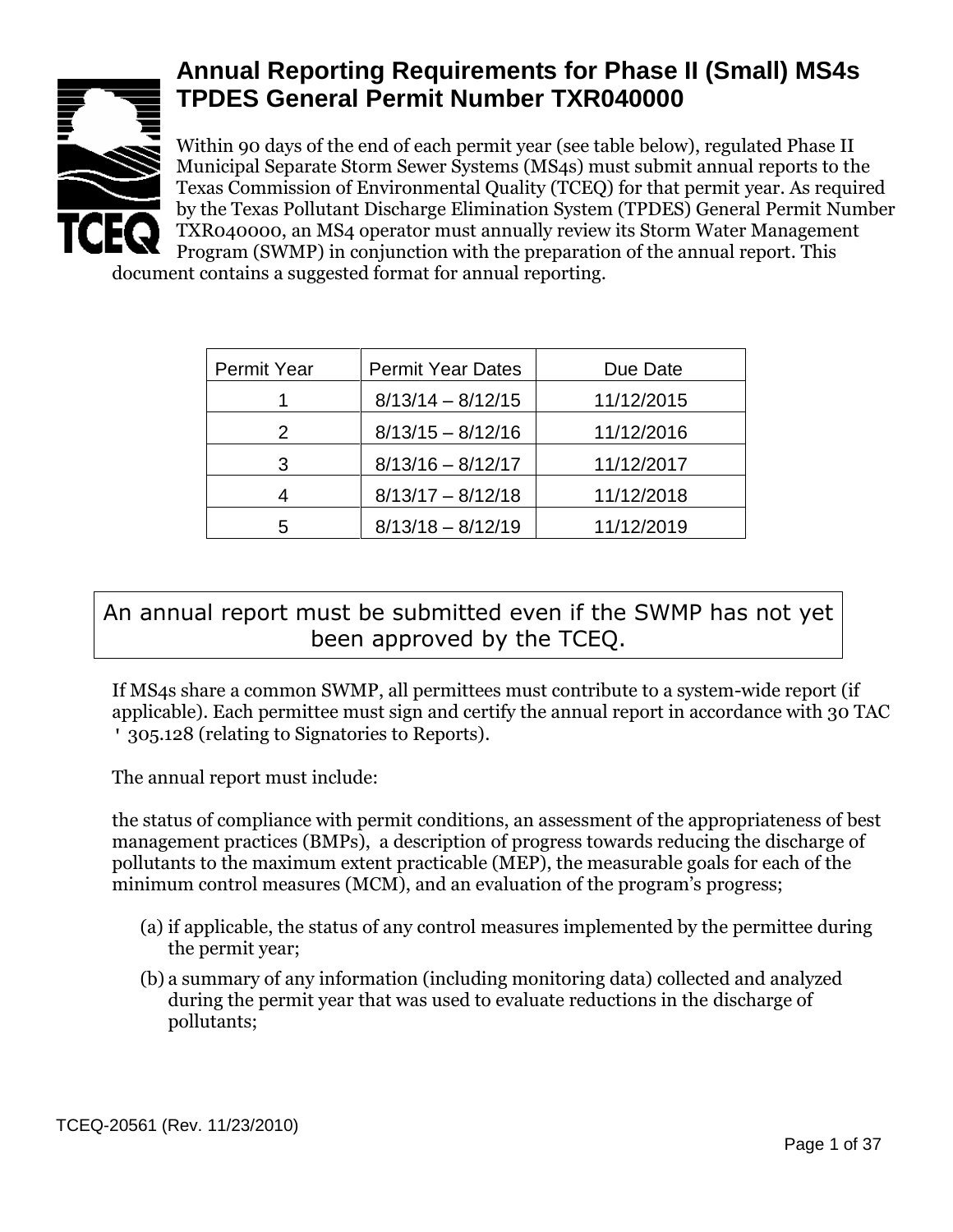# Annual Reporting Requirements for Phase II (Small) MS4s TPDES General Permit Number TXR040000

Within 90 days of the end of each permit year (see table below), regulated Phase II Municipal Separate Storm Sewer Systems (MS4s) must submit annual reports to the Texas Commission of Environmental Quality (TCEQ) for that permit year. As required by the Texas Pollutant Discharge Elimination System (TPDES) General Permit Number TXR040000, an MS4 operator must annually review its Storm Water Management Program (SWMP) in conjunction with the preparation of the annual report. This document contains a suggested format for annual reporting.

| Permit Year | Permit Year Dates | Due Date |
|---|---|---|
| 1 | 8/13/14 – 8/12/15 | 11/12/2015 |
| 2 | 8/13/15 – 8/12/16 | 11/12/2016 |
| 3 | 8/13/16 – 8/12/17 | 11/12/2017 |
| 4 | 8/13/17 – 8/12/18 | 11/12/2018 |
| 5 | 8/13/18 – 8/12/19 | 11/12/2019 |

An annual report must be submitted even if the SWMP has not yet been approved by the TCEQ.

If MS4s share a common SWMP, all permittees must contribute to a system-wide report (if applicable). Each permittee must sign and certify the annual report in accordance with 30 TAC ' 305.128 (relating to Signatories to Reports).

The annual report must include:

the status of compliance with permit conditions, an assessment of the appropriateness of best management practices (BMPs), a description of progress towards reducing the discharge of pollutants to the maximum extent practicable (MEP), the measurable goals for each of the minimum control measures (MCM), and an evaluation of the program's progress;

(a) if applicable, the status of any control measures implemented by the permittee during the permit year;

(b) a summary of any information (including monitoring data) collected and analyzed during the permit year that was used to evaluate reductions in the discharge of pollutants;

TCEQ-20561 (Rev. 11/23/2010)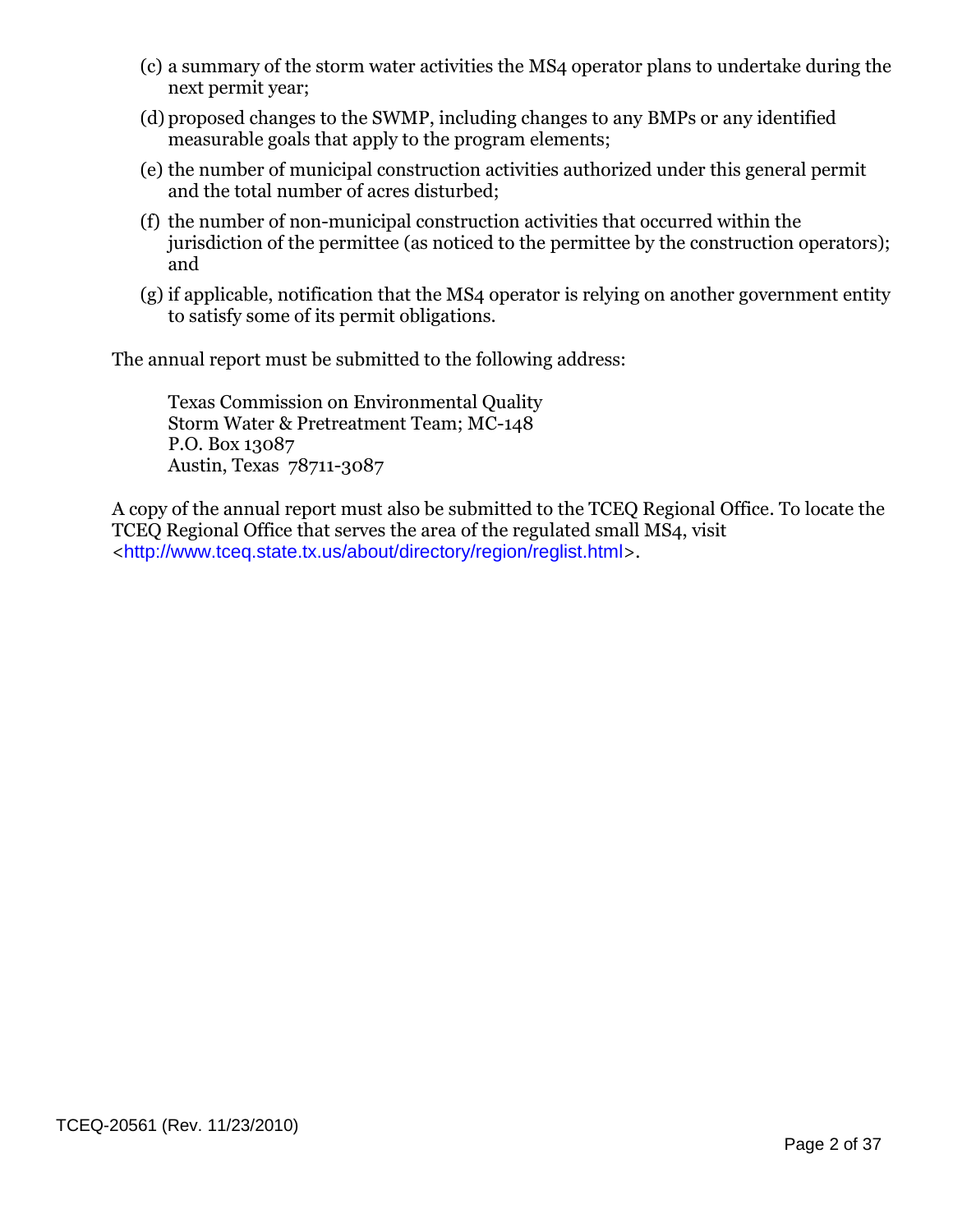(c) a summary of the storm water activities the MS4 operator plans to undertake during the next permit year;

(d) proposed changes to the SWMP, including changes to any BMPs or any identified measurable goals that apply to the program elements;

(e) the number of municipal construction activities authorized under this general permit and the total number of acres disturbed;

(f) the number of non-municipal construction activities that occurred within the jurisdiction of the permittee (as noticed to the permittee by the construction operators); and

(g) if applicable, notification that the MS4 operator is relying on another government entity to satisfy some of its permit obligations.

The annual report must be submitted to the following address:

Texas Commission on Environmental Quality
Storm Water & Pretreatment Team; MC-148
P.O. Box 13087
Austin, Texas 78711-3087

A copy of the annual report must also be submitted to the TCEQ Regional Office. To locate the TCEQ Regional Office that serves the area of the regulated small MS4, visit <http://www.tceq.state.tx.us/about/directory/region/reglist.html>.

TCEQ-20561 (Rev. 11/23/2010)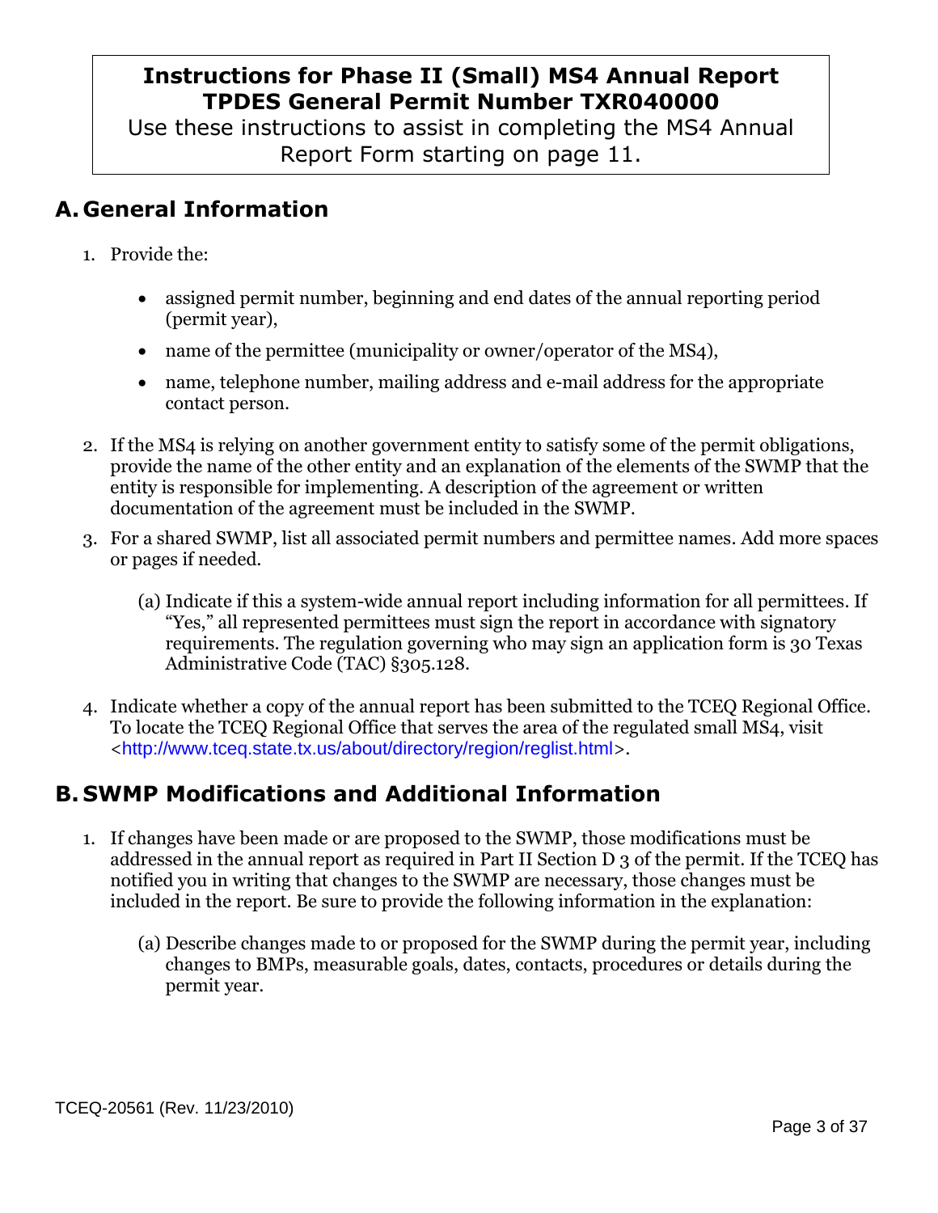**Instructions for Phase II (Small) MS4 Annual Report**
**TPDES General Permit Number TXR040000**

Use these instructions to assist in completing the MS4 Annual Report Form starting on page 11.

## A. General Information

1. Provide the:

   - assigned permit number, beginning and end dates of the annual reporting period (permit year),
   - name of the permittee (municipality or owner/operator of the MS4),
   - name, telephone number, mailing address and e-mail address for the appropriate contact person.

2. If the MS4 is relying on another government entity to satisfy some of the permit obligations, provide the name of the other entity and an explanation of the elements of the SWMP that the entity is responsible for implementing. A description of the agreement or written documentation of the agreement must be included in the SWMP.

3. For a shared SWMP, list all associated permit numbers and permittee names. Add more spaces or pages if needed.

   (a) Indicate if this a system-wide annual report including information for all permittees. If "Yes," all represented permittees must sign the report in accordance with signatory requirements. The regulation governing who may sign an application form is 30 Texas Administrative Code (TAC) §305.128.

4. Indicate whether a copy of the annual report has been submitted to the TCEQ Regional Office. To locate the TCEQ Regional Office that serves the area of the regulated small MS4, visit <http://www.tceq.state.tx.us/about/directory/region/reglist.html>.

## B. SWMP Modifications and Additional Information

1. If changes have been made or are proposed to the SWMP, those modifications must be addressed in the annual report as required in Part II Section D 3 of the permit. If the TCEQ has notified you in writing that changes to the SWMP are necessary, those changes must be included in the report. Be sure to provide the following information in the explanation:

   (a) Describe changes made to or proposed for the SWMP during the permit year, including changes to BMPs, measurable goals, dates, contacts, procedures or details during the permit year.

TCEQ-20561 (Rev. 11/23/2010)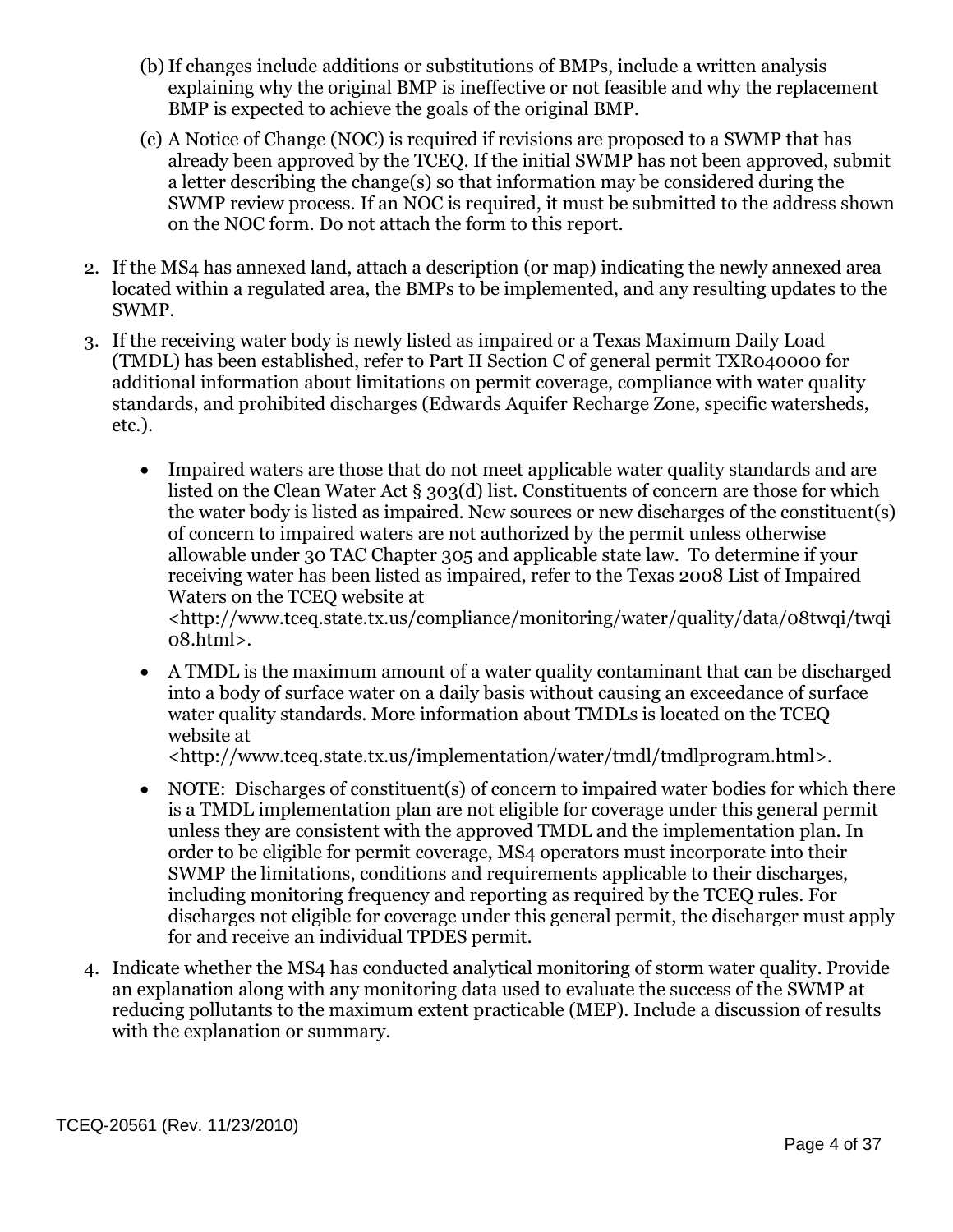(b) If changes include additions or substitutions of BMPs, include a written analysis explaining why the original BMP is ineffective or not feasible and why the replacement BMP is expected to achieve the goals of the original BMP.

(c) A Notice of Change (NOC) is required if revisions are proposed to a SWMP that has already been approved by the TCEQ. If the initial SWMP has not been approved, submit a letter describing the change(s) so that information may be considered during the SWMP review process. If an NOC is required, it must be submitted to the address shown on the NOC form. Do not attach the form to this report.

2. If the MS4 has annexed land, attach a description (or map) indicating the newly annexed area located within a regulated area, the BMPs to be implemented, and any resulting updates to the SWMP.

3. If the receiving water body is newly listed as impaired or a Texas Maximum Daily Load (TMDL) has been established, refer to Part II Section C of general permit TXR040000 for additional information about limitations on permit coverage, compliance with water quality standards, and prohibited discharges (Edwards Aquifer Recharge Zone, specific watersheds, etc.).

   - Impaired waters are those that do not meet applicable water quality standards and are listed on the Clean Water Act § 303(d) list. Constituents of concern are those for which the water body is listed as impaired. New sources or new discharges of the constituent(s) of concern to impaired waters are not authorized by the permit unless otherwise allowable under 30 TAC Chapter 305 and applicable state law. To determine if your receiving water has been listed as impaired, refer to the Texas 2008 List of Impaired Waters on the TCEQ website at <http://www.tceq.state.tx.us/compliance/monitoring/water/quality/data/08twqi/twqi08.html>.
   - A TMDL is the maximum amount of a water quality contaminant that can be discharged into a body of surface water on a daily basis without causing an exceedance of surface water quality standards. More information about TMDLs is located on the TCEQ website at <http://www.tceq.state.tx.us/implementation/water/tmdl/tmdlprogram.html>.
   - NOTE: Discharges of constituent(s) of concern to impaired water bodies for which there is a TMDL implementation plan are not eligible for coverage under this general permit unless they are consistent with the approved TMDL and the implementation plan. In order to be eligible for permit coverage, MS4 operators must incorporate into their SWMP the limitations, conditions and requirements applicable to their discharges, including monitoring frequency and reporting as required by the TCEQ rules. For discharges not eligible for coverage under this general permit, the discharger must apply for and receive an individual TPDES permit.

4. Indicate whether the MS4 has conducted analytical monitoring of storm water quality. Provide an explanation along with any monitoring data used to evaluate the success of the SWMP at reducing pollutants to the maximum extent practicable (MEP). Include a discussion of results with the explanation or summary.

TCEQ-20561 (Rev. 11/23/2010)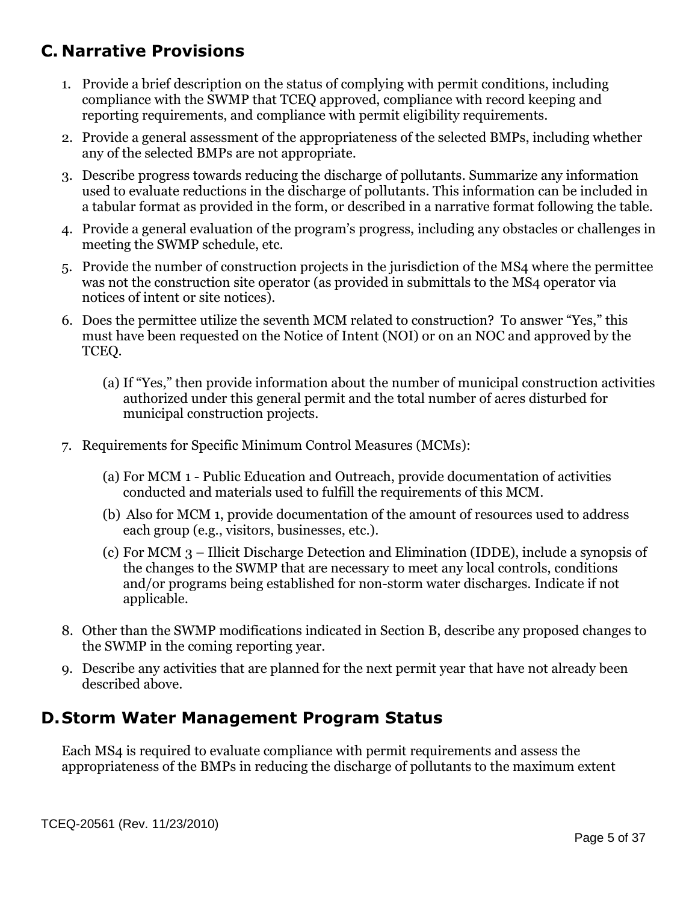## C. Narrative Provisions

1. Provide a brief description on the status of complying with permit conditions, including compliance with the SWMP that TCEQ approved, compliance with record keeping and reporting requirements, and compliance with permit eligibility requirements.
2. Provide a general assessment of the appropriateness of the selected BMPs, including whether any of the selected BMPs are not appropriate.
3. Describe progress towards reducing the discharge of pollutants. Summarize any information used to evaluate reductions in the discharge of pollutants. This information can be included in a tabular format as provided in the form, or described in a narrative format following the table.
4. Provide a general evaluation of the program's progress, including any obstacles or challenges in meeting the SWMP schedule, etc.
5. Provide the number of construction projects in the jurisdiction of the MS4 where the permittee was not the construction site operator (as provided in submittals to the MS4 operator via notices of intent or site notices).
6. Does the permittee utilize the seventh MCM related to construction? To answer "Yes," this must have been requested on the Notice of Intent (NOI) or on an NOC and approved by the TCEQ.

   (a) If "Yes," then provide information about the number of municipal construction activities authorized under this general permit and the total number of acres disturbed for municipal construction projects.

7. Requirements for Specific Minimum Control Measures (MCMs):

   (a) For MCM 1 - Public Education and Outreach, provide documentation of activities conducted and materials used to fulfill the requirements of this MCM.

   (b) Also for MCM 1, provide documentation of the amount of resources used to address each group (e.g., visitors, businesses, etc.).

   (c) For MCM 3 – Illicit Discharge Detection and Elimination (IDDE), include a synopsis of the changes to the SWMP that are necessary to meet any local controls, conditions and/or programs being established for non-storm water discharges. Indicate if not applicable.

8. Other than the SWMP modifications indicated in Section B, describe any proposed changes to the SWMP in the coming reporting year.
9. Describe any activities that are planned for the next permit year that have not already been described above.

## D. Storm Water Management Program Status

Each MS4 is required to evaluate compliance with permit requirements and assess the appropriateness of the BMPs in reducing the discharge of pollutants to the maximum extent

TCEQ-20561 (Rev. 11/23/2010)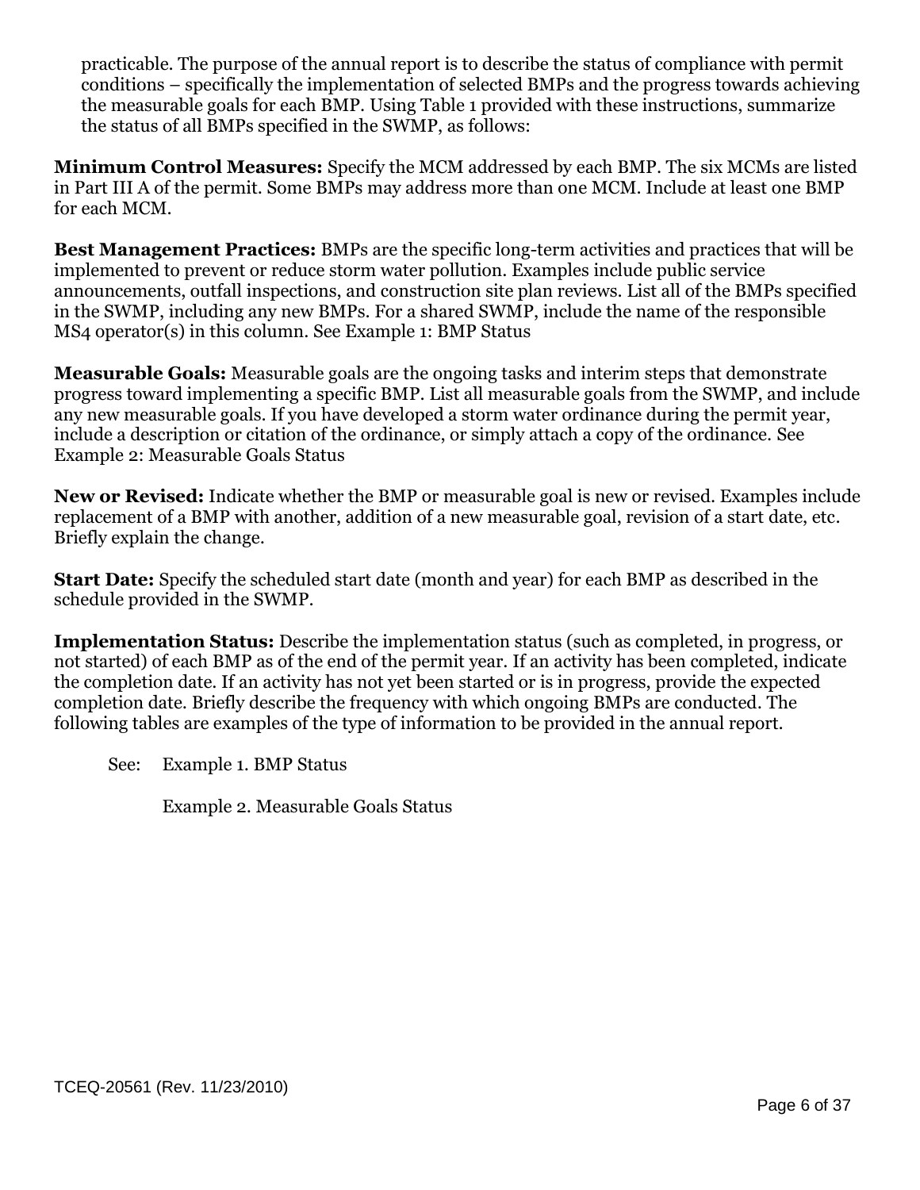practicable. The purpose of the annual report is to describe the status of compliance with permit conditions – specifically the implementation of selected BMPs and the progress towards achieving the measurable goals for each BMP. Using Table 1 provided with these instructions, summarize the status of all BMPs specified in the SWMP, as follows:

**Minimum Control Measures:** Specify the MCM addressed by each BMP. The six MCMs are listed in Part III A of the permit. Some BMPs may address more than one MCM. Include at least one BMP for each MCM.

**Best Management Practices:** BMPs are the specific long-term activities and practices that will be implemented to prevent or reduce storm water pollution. Examples include public service announcements, outfall inspections, and construction site plan reviews. List all of the BMPs specified in the SWMP, including any new BMPs. For a shared SWMP, include the name of the responsible MS4 operator(s) in this column. See Example 1: BMP Status

**Measurable Goals:** Measurable goals are the ongoing tasks and interim steps that demonstrate progress toward implementing a specific BMP. List all measurable goals from the SWMP, and include any new measurable goals. If you have developed a storm water ordinance during the permit year, include a description or citation of the ordinance, or simply attach a copy of the ordinance. See Example 2: Measurable Goals Status

**New or Revised:** Indicate whether the BMP or measurable goal is new or revised. Examples include replacement of a BMP with another, addition of a new measurable goal, revision of a start date, etc. Briefly explain the change.

**Start Date:** Specify the scheduled start date (month and year) for each BMP as described in the schedule provided in the SWMP.

**Implementation Status:** Describe the implementation status (such as completed, in progress, or not started) of each BMP as of the end of the permit year. If an activity has been completed, indicate the completion date. If an activity has not yet been started or is in progress, provide the expected completion date. Briefly describe the frequency with which ongoing BMPs are conducted. The following tables are examples of the type of information to be provided in the annual report.

See: Example 1. BMP Status

Example 2. Measurable Goals Status

TCEQ-20561 (Rev. 11/23/2010)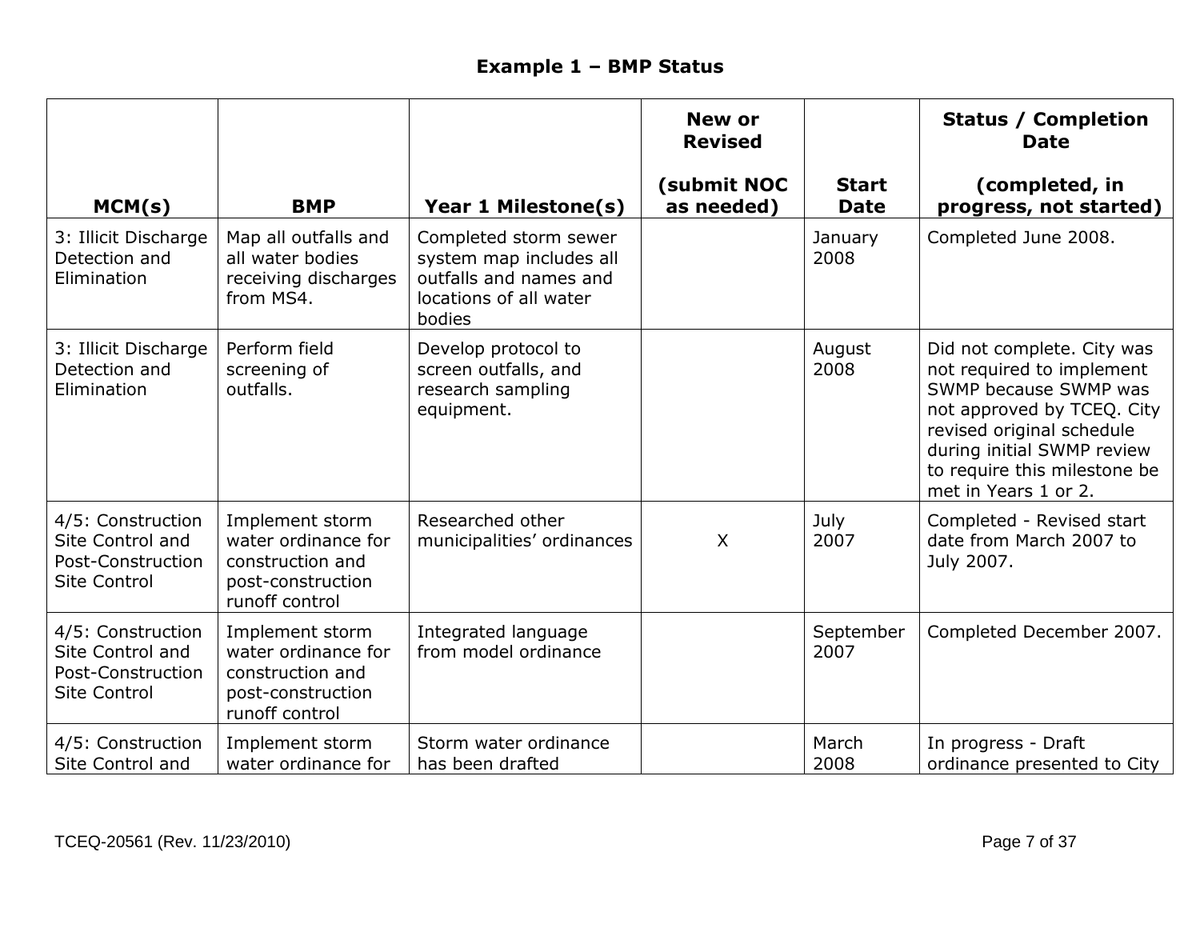**Example 1 – BMP Status**

| MCM(s) | BMP | Year 1 Milestone(s) | New or Revised (submit NOC as needed) | Start Date | Status / Completion Date (completed, in progress, not started) |
|---|---|---|---|---|---|
| 3: Illicit Discharge Detection and Elimination | Map all outfalls and all water bodies receiving discharges from MS4. | Completed storm sewer system map includes all outfalls and names and locations of all water bodies | | January 2008 | Completed June 2008. |
| 3: Illicit Discharge Detection and Elimination | Perform field screening of outfalls. | Develop protocol to screen outfalls, and research sampling equipment. | | August 2008 | Did not complete. City was not required to implement SWMP because SWMP was not approved by TCEQ. City revised original schedule during initial SWMP review to require this milestone be met in Years 1 or 2. |
| 4/5: Construction Site Control and Post-Construction Site Control | Implement storm water ordinance for construction and post-construction runoff control | Researched other municipalities' ordinances | X | July 2007 | Completed - Revised start date from March 2007 to July 2007. |
| 4/5: Construction Site Control and Post-Construction Site Control | Implement storm water ordinance for construction and post-construction runoff control | Integrated language from model ordinance | | September 2007 | Completed December 2007. |
| 4/5: Construction Site Control and | Implement storm water ordinance for | Storm water ordinance has been drafted | | March 2008 | In progress - Draft ordinance presented to City |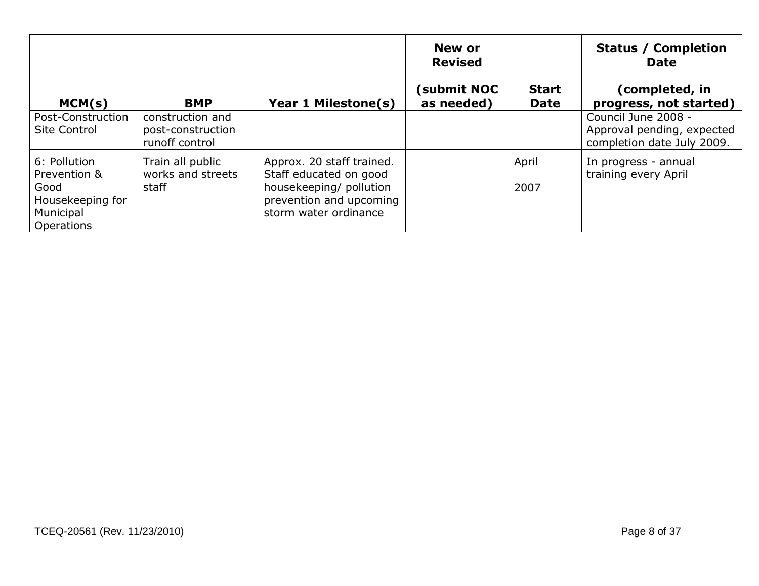| MCM(s) | BMP | Year 1 Milestone(s) | New or Revised (submit NOC as needed) | Start Date | Status / Completion Date (completed, in progress, not started) |
|---|---|---|---|---|---|
| Post-Construction Site Control | construction and post-construction runoff control | | | | Council June 2008 - Approval pending, expected completion date July 2009. |
| 6: Pollution Prevention & Good Housekeeping for Municipal Operations | Train all public works and streets staff | Approx. 20 staff trained. Staff educated on good housekeeping/ pollution prevention and upcoming storm water ordinance | | April 2007 | In progress - annual training every April |

TCEQ-20561 (Rev. 11/23/2010)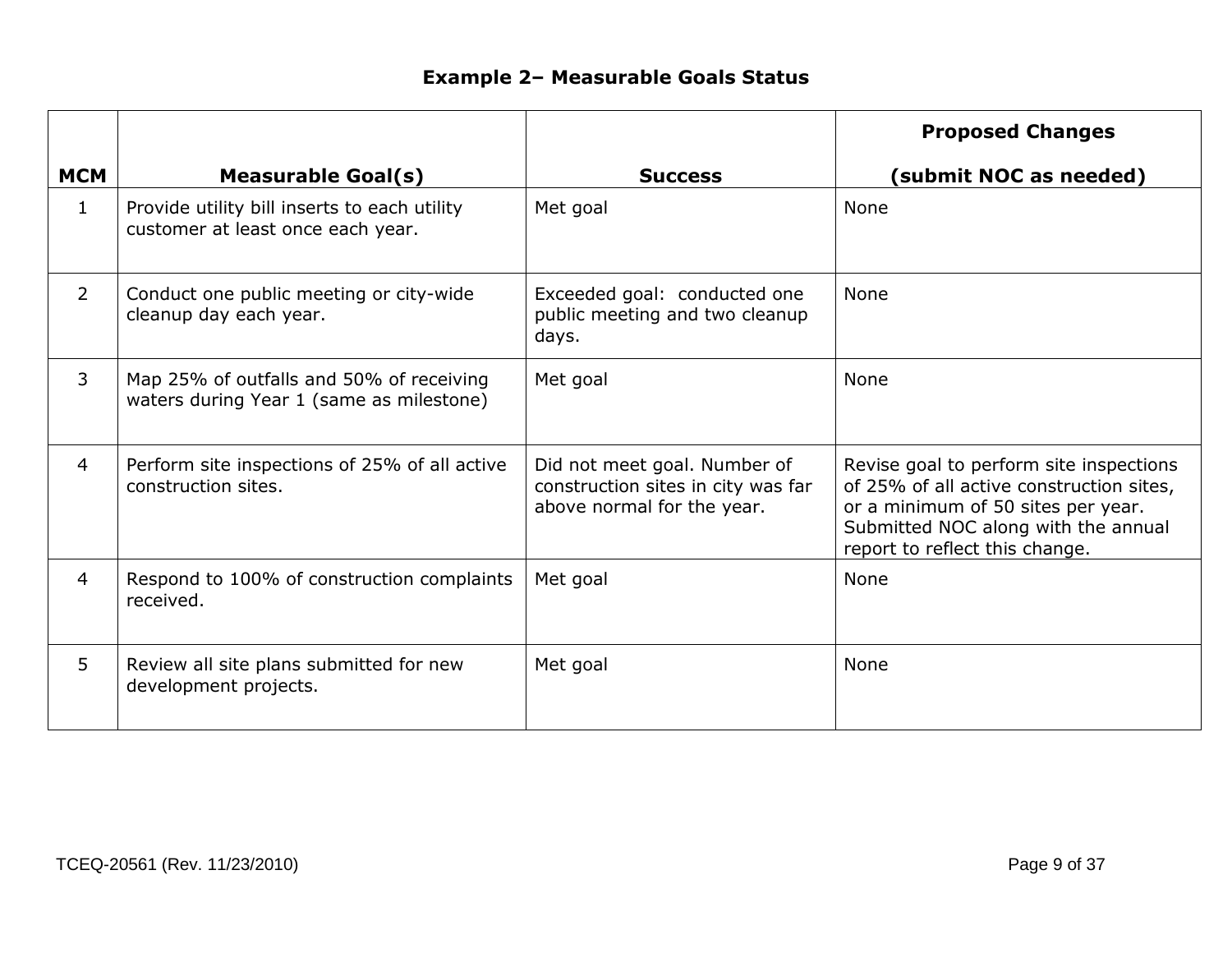### Example 2– Measurable Goals Status

| MCM | Measurable Goal(s) | Success | Proposed Changes (submit NOC as needed) |
|---|---|---|---|
| 1 | Provide utility bill inserts to each utility customer at least once each year. | Met goal | None |
| 2 | Conduct one public meeting or city-wide cleanup day each year. | Exceeded goal: conducted one public meeting and two cleanup days. | None |
| 3 | Map 25% of outfalls and 50% of receiving waters during Year 1 (same as milestone) | Met goal | None |
| 4 | Perform site inspections of 25% of all active construction sites. | Did not meet goal. Number of construction sites in city was far above normal for the year. | Revise goal to perform site inspections of 25% of all active construction sites, or a minimum of 50 sites per year. Submitted NOC along with the annual report to reflect this change. |
| 4 | Respond to 100% of construction complaints received. | Met goal | None |
| 5 | Review all site plans submitted for new development projects. | Met goal | None |

TCEQ-20561 (Rev. 11/23/2010)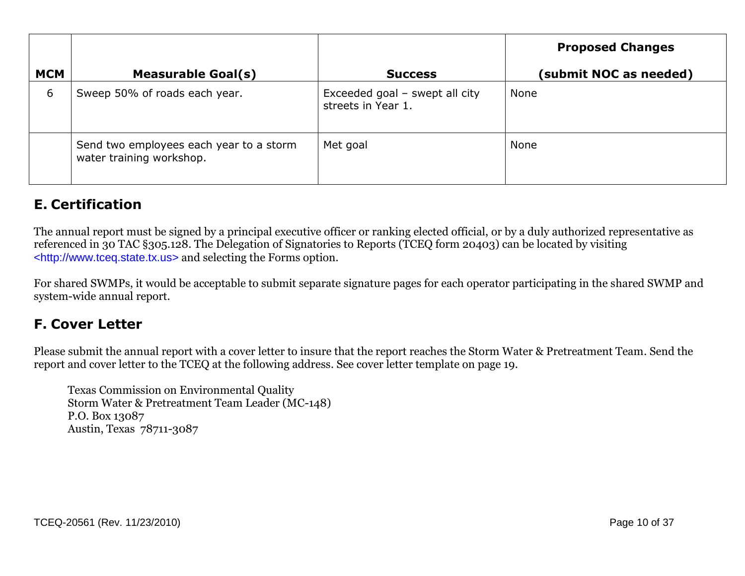| MCM | Measurable Goal(s) | Success | Proposed Changes (submit NOC as needed) |
|---|---|---|---|
| 6 | Sweep 50% of roads each year. | Exceeded goal – swept all city streets in Year 1. | None |
| | Send two employees each year to a storm water training workshop. | Met goal | None |

## E. Certification

The annual report must be signed by a principal executive officer or ranking elected official, or by a duly authorized representative as referenced in 30 TAC §305.128. The Delegation of Signatories to Reports (TCEQ form 20403) can be located by visiting <http://www.tceq.state.tx.us> and selecting the Forms option.

For shared SWMPs, it would be acceptable to submit separate signature pages for each operator participating in the shared SWMP and system-wide annual report.

## F. Cover Letter

Please submit the annual report with a cover letter to insure that the report reaches the Storm Water & Pretreatment Team. Send the report and cover letter to the TCEQ at the following address. See cover letter template on page 19.

Texas Commission on Environmental Quality
Storm Water & Pretreatment Team Leader (MC-148)
P.O. Box 13087
Austin, Texas 78711-3087

TCEQ-20561 (Rev. 11/23/2010)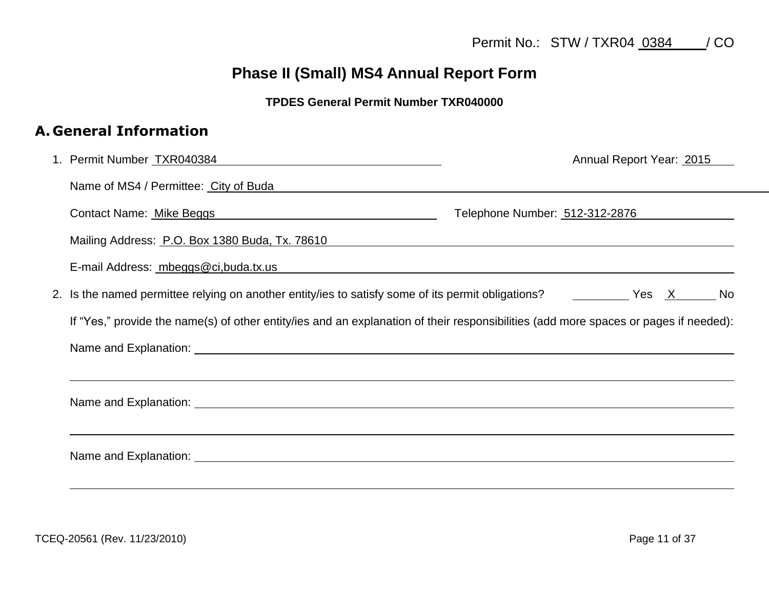Permit No.: STW / TXR04 0384 / CO

# Phase II (Small) MS4 Annual Report Form

### TPDES General Permit Number TXR040000

## A. General Information

1. Permit Number TXR040384 Annual Report Year: 2015

   Name of MS4 / Permittee: City of Buda

   Contact Name: Mike Beggs Telephone Number: 512-312-2876

   Mailing Address: P.O. Box 1380 Buda, Tx. 78610

   E-mail Address: mbeggs@ci,buda.tx.us

2. Is the named permittee relying on another entity/ies to satisfy some of its permit obligations? ______ Yes X No

   If "Yes," provide the name(s) of other entity/ies and an explanation of their responsibilities (add more spaces or pages if needed):

   Name and Explanation: ______________________________

   Name and Explanation: ______________________________

   Name and Explanation: ______________________________

TCEQ-20561 (Rev. 11/23/2010)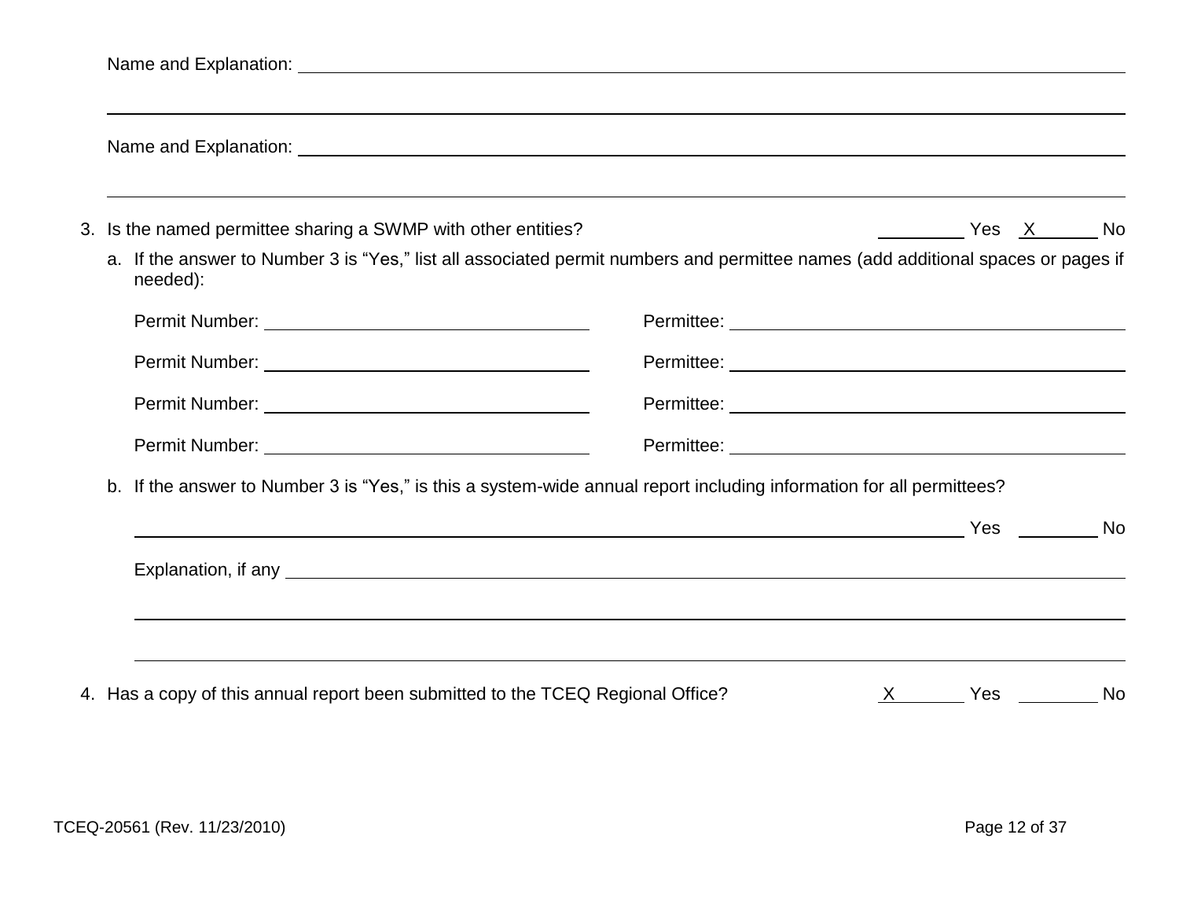Name and Explanation: ______________________________________________________________

______________________________________________________________

Name and Explanation: ______________________________________________________________

______________________________________________________________

3. Is the named permittee sharing a SWMP with other entities? ________ Yes __X______ No

   a. If the answer to Number 3 is "Yes," list all associated permit numbers and permittee names (add additional spaces or pages if needed):

      Permit Number: ______________________ Permittee: ______________________

      Permit Number: ______________________ Permittee: ______________________

      Permit Number: ______________________ Permittee: ______________________

      Permit Number: ______________________ Permittee: ______________________

   b. If the answer to Number 3 is "Yes," is this a system-wide annual report including information for all permittees?

      ________ Yes ________ No

      Explanation, if any ______________________________________________________________

      ______________________________________________________________

      ______________________________________________________________

4. Has a copy of this annual report been submitted to the TCEQ Regional Office? __X______ Yes ________ No

TCEQ-20561 (Rev. 11/23/2010)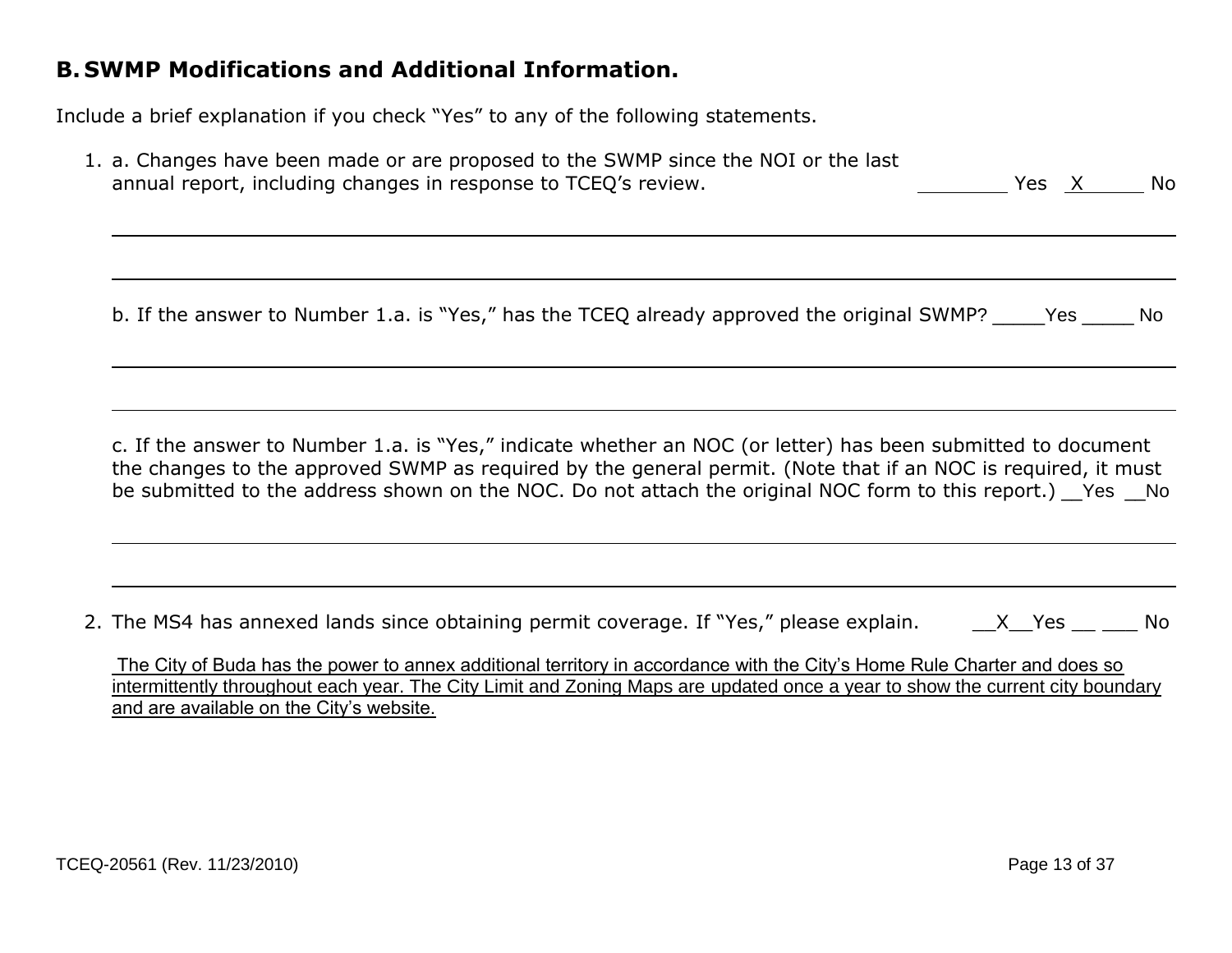## B. SWMP Modifications and Additional Information.

Include a brief explanation if you check "Yes" to any of the following statements.

1. a. Changes have been made or are proposed to the SWMP since the NOI or the last annual report, including changes in response to TCEQ's review. ________ Yes __X______ No

   b. If the answer to Number 1.a. is "Yes," has the TCEQ already approved the original SWMP? _____Yes _____ No

   c. If the answer to Number 1.a. is "Yes," indicate whether an NOC (or letter) has been submitted to document the changes to the approved SWMP as required by the general permit. (Note that if an NOC is required, it must be submitted to the address shown on the NOC. Do not attach the original NOC form to this report.) __Yes __No

2. The MS4 has annexed lands since obtaining permit coverage. If "Yes," please explain. __X__Yes __ ___ No

   The City of Buda has the power to annex additional territory in accordance with the City's Home Rule Charter and does so intermittently throughout each year. The City Limit and Zoning Maps are updated once a year to show the current city boundary and are available on the City's website.

TCEQ-20561 (Rev. 11/23/2010)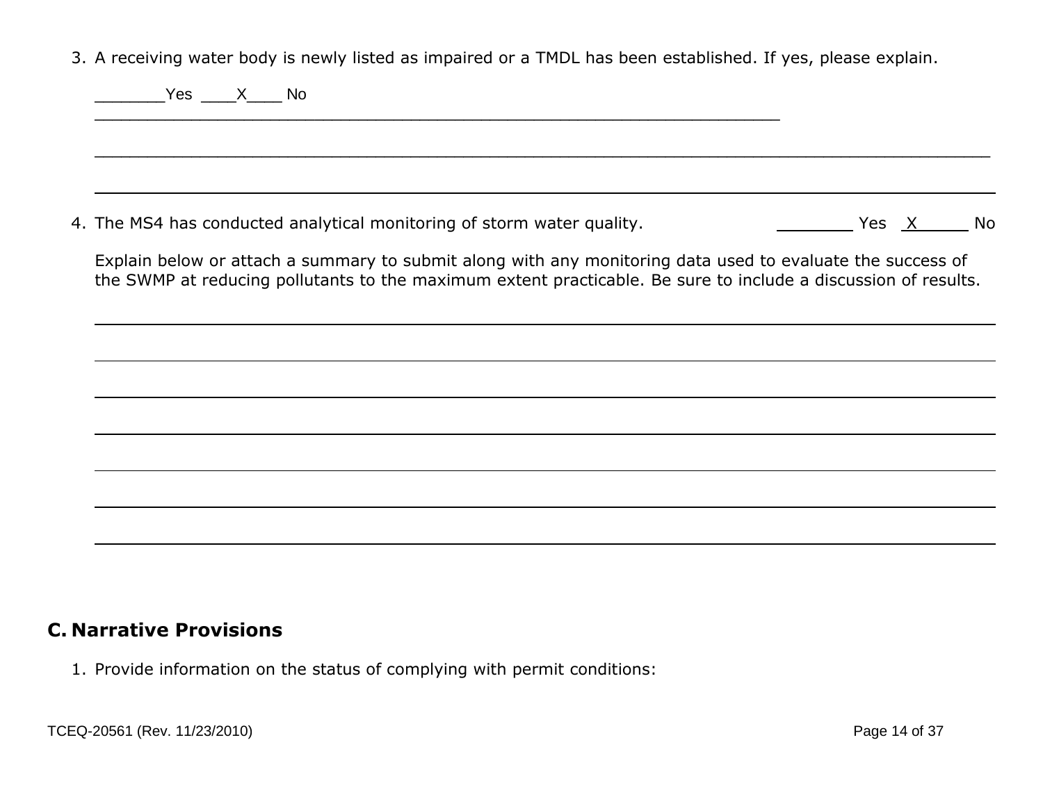3. A receiving water body is newly listed as impaired or a TMDL has been established. If yes, please explain.

   _______Yes ____X____ No

   ________________________________________________________________________________

   ________________________________________________________________________________

   ________________________________________________________________________________

4. The MS4 has conducted analytical monitoring of storm water quality. ________ Yes __X_____ No

   Explain below or attach a summary to submit along with any monitoring data used to evaluate the success of the SWMP at reducing pollutants to the maximum extent practicable. Be sure to include a discussion of results.

   ________________________________________________________________________________

   ________________________________________________________________________________

   ________________________________________________________________________________

   ________________________________________________________________________________

   ________________________________________________________________________________

   ________________________________________________________________________________

   ________________________________________________________________________________

## C. Narrative Provisions

1. Provide information on the status of complying with permit conditions:

TCEQ-20561 (Rev. 11/23/2010)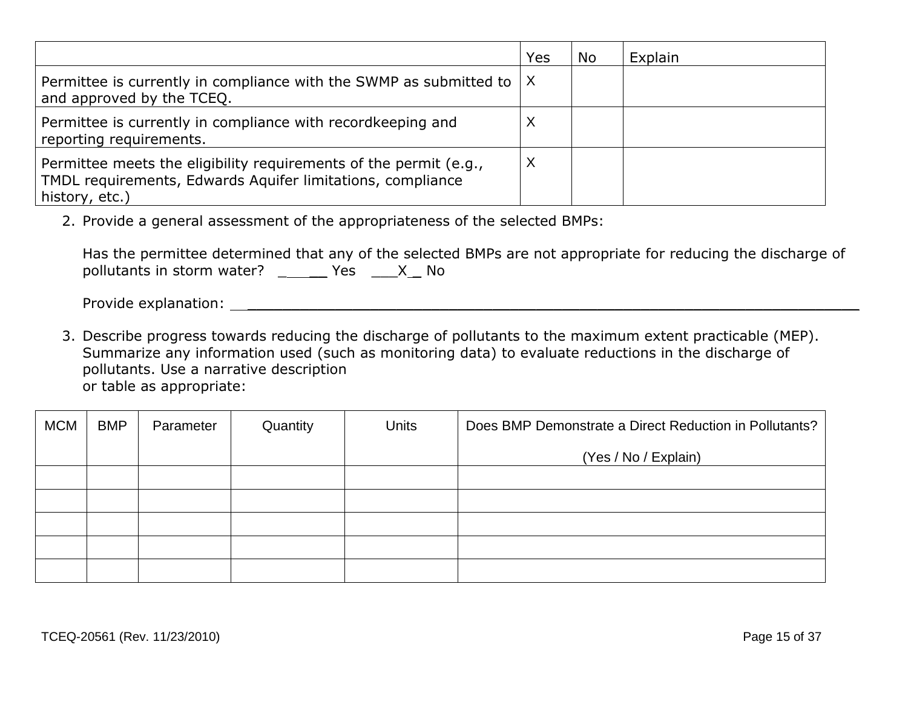| | Yes | No | Explain |
|---|---|---|---|
| Permittee is currently in compliance with the SWMP as submitted to and approved by the TCEQ. | X | | |
| Permittee is currently in compliance with recordkeeping and reporting requirements. | X | | |
| Permittee meets the eligibility requirements of the permit (e.g., TMDL requirements, Edwards Aquifer limitations, compliance history, etc.) | X | | |

2. Provide a general assessment of the appropriateness of the selected BMPs:

   Has the permittee determined that any of the selected BMPs are not appropriate for reducing the discharge of pollutants in storm water? _____ Yes ___X_ No

   Provide explanation: ______________________________________________________________________

3. Describe progress towards reducing the discharge of pollutants to the maximum extent practicable (MEP). Summarize any information used (such as monitoring data) to evaluate reductions in the discharge of pollutants. Use a narrative description or table as appropriate:

| MCM | BMP | Parameter | Quantity | Units | Does BMP Demonstrate a Direct Reduction in Pollutants? (Yes / No / Explain) |
|---|---|---|---|---|---|
| | | | | | |
| | | | | | |
| | | | | | |
| | | | | | |
| | | | | | |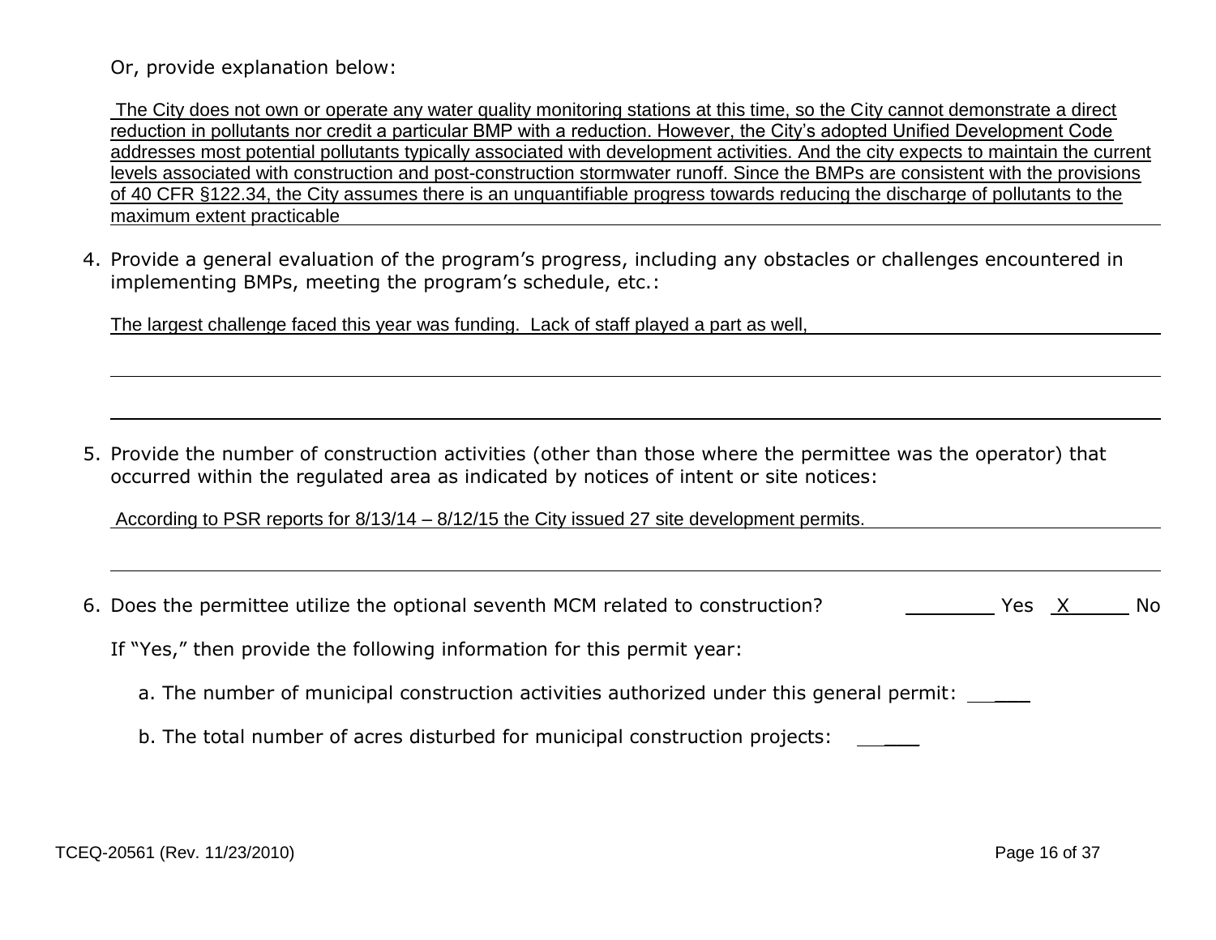Or, provide explanation below:

The City does not own or operate any water quality monitoring stations at this time, so the City cannot demonstrate a direct reduction in pollutants nor credit a particular BMP with a reduction. However, the City's adopted Unified Development Code addresses most potential pollutants typically associated with development activities. And the city expects to maintain the current levels associated with construction and post-construction stormwater runoff. Since the BMPs are consistent with the provisions of 40 CFR §122.34, the City assumes there is an unquantifiable progress towards reducing the discharge of pollutants to the maximum extent practicable

4. Provide a general evaluation of the program's progress, including any obstacles or challenges encountered in implementing BMPs, meeting the program's schedule, etc.:

   The largest challenge faced this year was funding. Lack of staff played a part as well,

5. Provide the number of construction activities (other than those where the permittee was the operator) that occurred within the regulated area as indicated by notices of intent or site notices:

   According to PSR reports for 8/13/14 – 8/12/15 the City issued 27 site development permits.

6. Does the permittee utilize the optional seventh MCM related to construction? ______ Yes __X__ No

   If "Yes," then provide the following information for this permit year:

   a. The number of municipal construction activities authorized under this general permit: ______

   b. The total number of acres disturbed for municipal construction projects: ______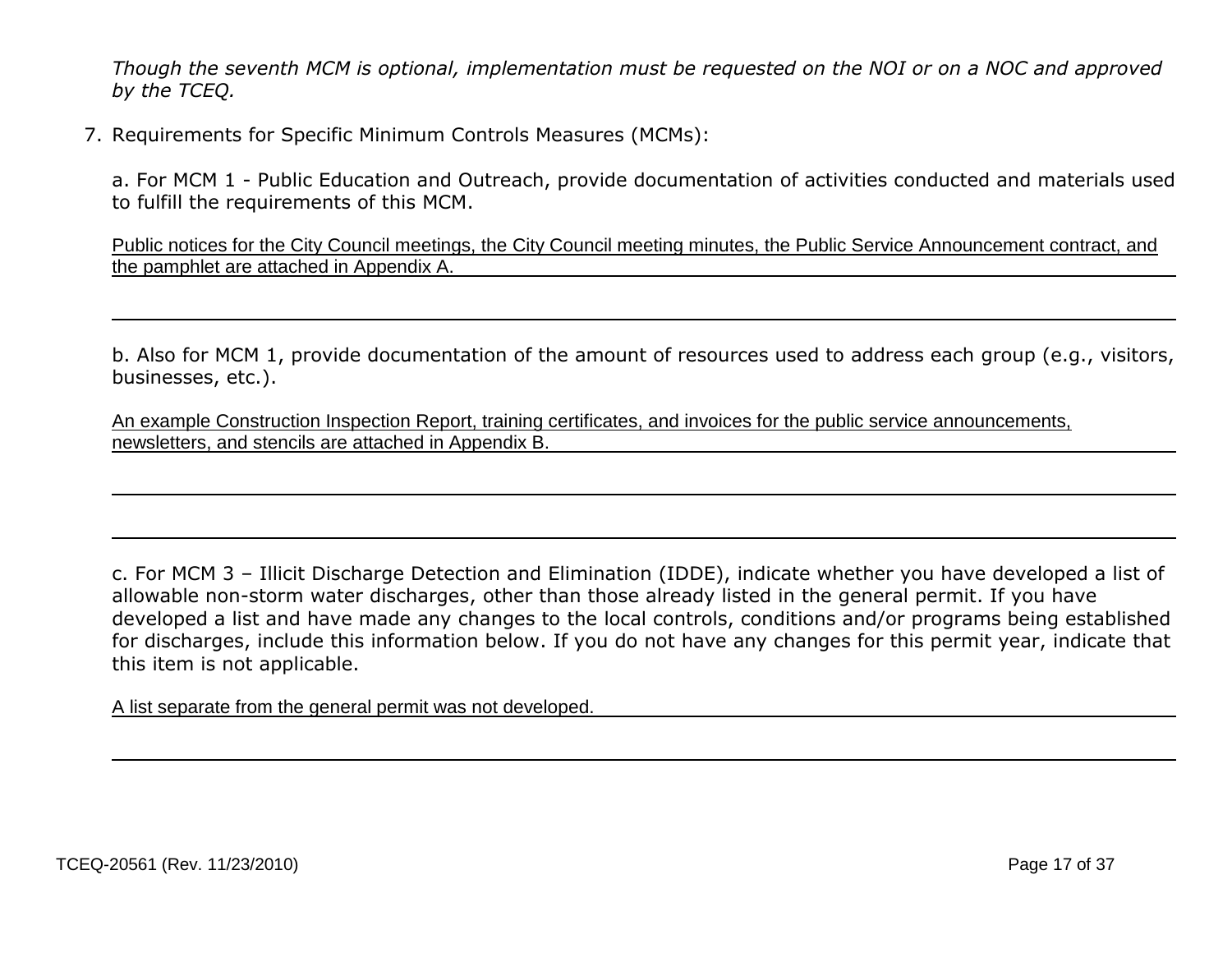*Though the seventh MCM is optional, implementation must be requested on the NOI or on a NOC and approved by the TCEQ.*

7. Requirements for Specific Minimum Controls Measures (MCMs):

   a. For MCM 1 - Public Education and Outreach, provide documentation of activities conducted and materials used to fulfill the requirements of this MCM.

   Public notices for the City Council meetings, the City Council meeting minutes, the Public Service Announcement contract, and the pamphlet are attached in Appendix A.

   b. Also for MCM 1, provide documentation of the amount of resources used to address each group (e.g., visitors, businesses, etc.).

   An example Construction Inspection Report, training certificates, and invoices for the public service announcements, newsletters, and stencils are attached in Appendix B.

   c. For MCM 3 – Illicit Discharge Detection and Elimination (IDDE), indicate whether you have developed a list of allowable non-storm water discharges, other than those already listed in the general permit. If you have developed a list and have made any changes to the local controls, conditions and/or programs being established for discharges, include this information below. If you do not have any changes for this permit year, indicate that this item is not applicable.

   A list separate from the general permit was not developed.

TCEQ-20561 (Rev. 11/23/2010)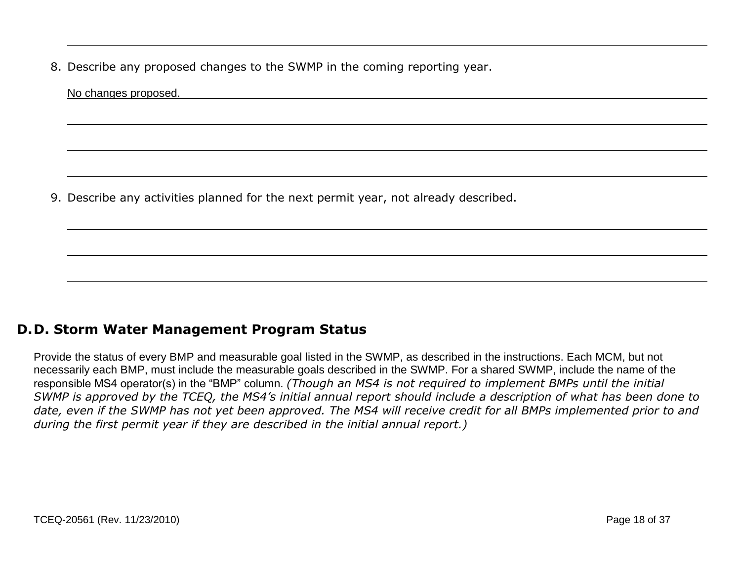8. Describe any proposed changes to the SWMP in the coming reporting year.

No changes proposed.

9. Describe any activities planned for the next permit year, not already described.

## D. Storm Water Management Program Status

Provide the status of every BMP and measurable goal listed in the SWMP, as described in the instructions. Each MCM, but not necessarily each BMP, must include the measurable goals described in the SWMP. For a shared SWMP, include the name of the responsible MS4 operator(s) in the "BMP" column. *(Though an MS4 is not required to implement BMPs until the initial SWMP is approved by the TCEQ, the MS4's initial annual report should include a description of what has been done to date, even if the SWMP has not yet been approved. The MS4 will receive credit for all BMPs implemented prior to and during the first permit year if they are described in the initial annual report.)*

TCEQ-20561 (Rev. 11/23/2010)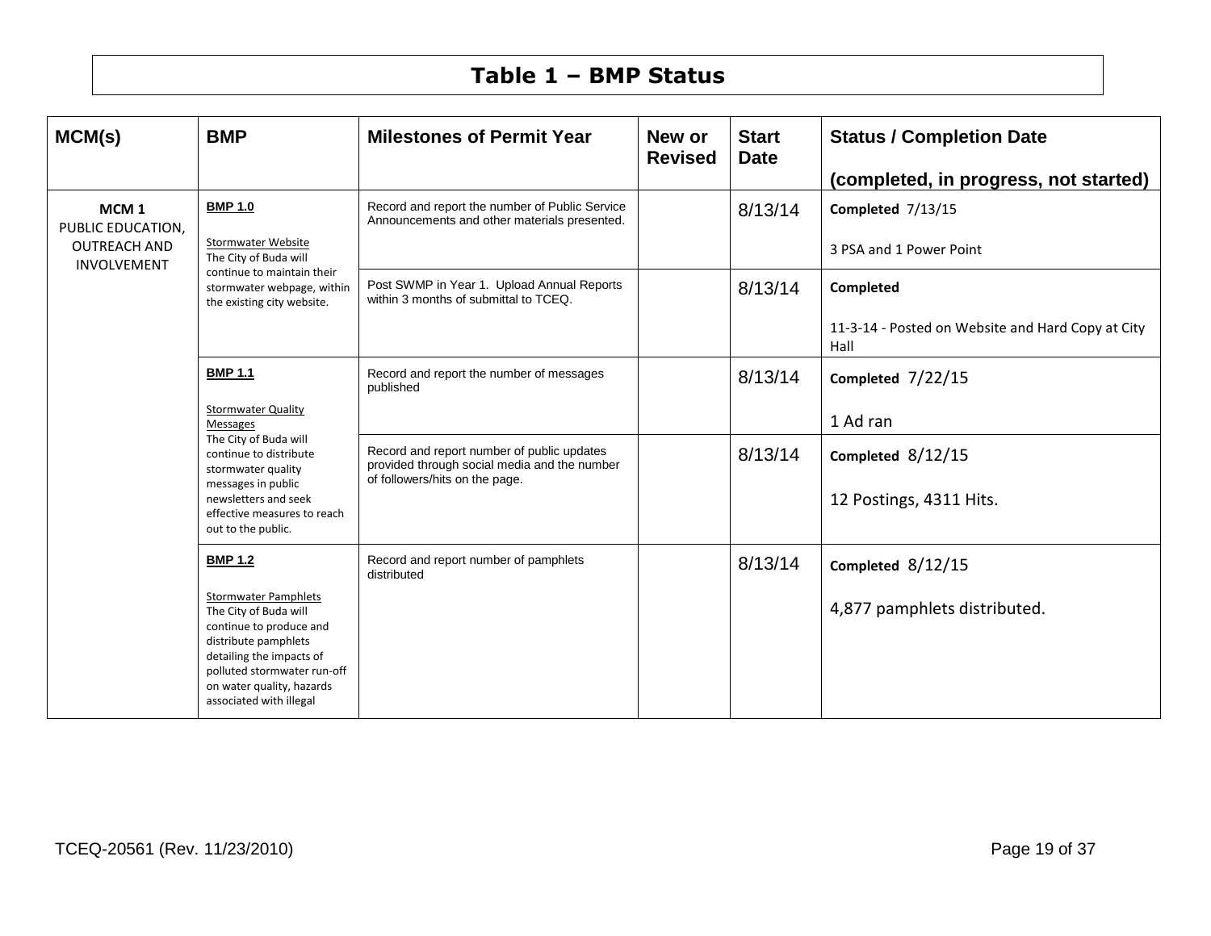# Table 1 – BMP Status

| MCM(s) | BMP | Milestones of Permit Year | New or Revised | Start Date | Status / Completion Date (completed, in progress, not started) |
|---|---|---|---|---|---|
| **MCM 1** PUBLIC EDUCATION, OUTREACH AND INVOLVEMENT | **BMP 1.0** Stormwater Website The City of Buda will continue to maintain their stormwater webpage, within the existing city website. | Record and report the number of Public Service Announcements and other materials presented. | | 8/13/14 | **Completed** 7/13/15<br>3 PSA and 1 Power Point |
| | | Post SWMP in Year 1. Upload Annual Reports within 3 months of submittal to TCEQ. | | 8/13/14 | **Completed**<br>11-3-14 - Posted on Website and Hard Copy at City Hall |
| | **BMP 1.1** Stormwater Quality Messages The City of Buda will continue to distribute stormwater quality messages in public newsletters and seek effective measures to reach out to the public. | Record and report the number of messages published | | 8/13/14 | **Completed** 7/22/15<br>1 Ad ran |
| | | Record and report number of public updates provided through social media and the number of followers/hits on the page. | | 8/13/14 | **Completed** 8/12/15<br>12 Postings, 4311 Hits. |
| | **BMP 1.2** Stormwater Pamphlets The City of Buda will continue to produce and distribute pamphlets detailing the impacts of polluted stormwater run-off on water quality, hazards associated with illegal | Record and report number of pamphlets distributed | | 8/13/14 | **Completed** 8/12/15<br>4,877 pamphlets distributed. |

TCEQ-20561 (Rev. 11/23/2010)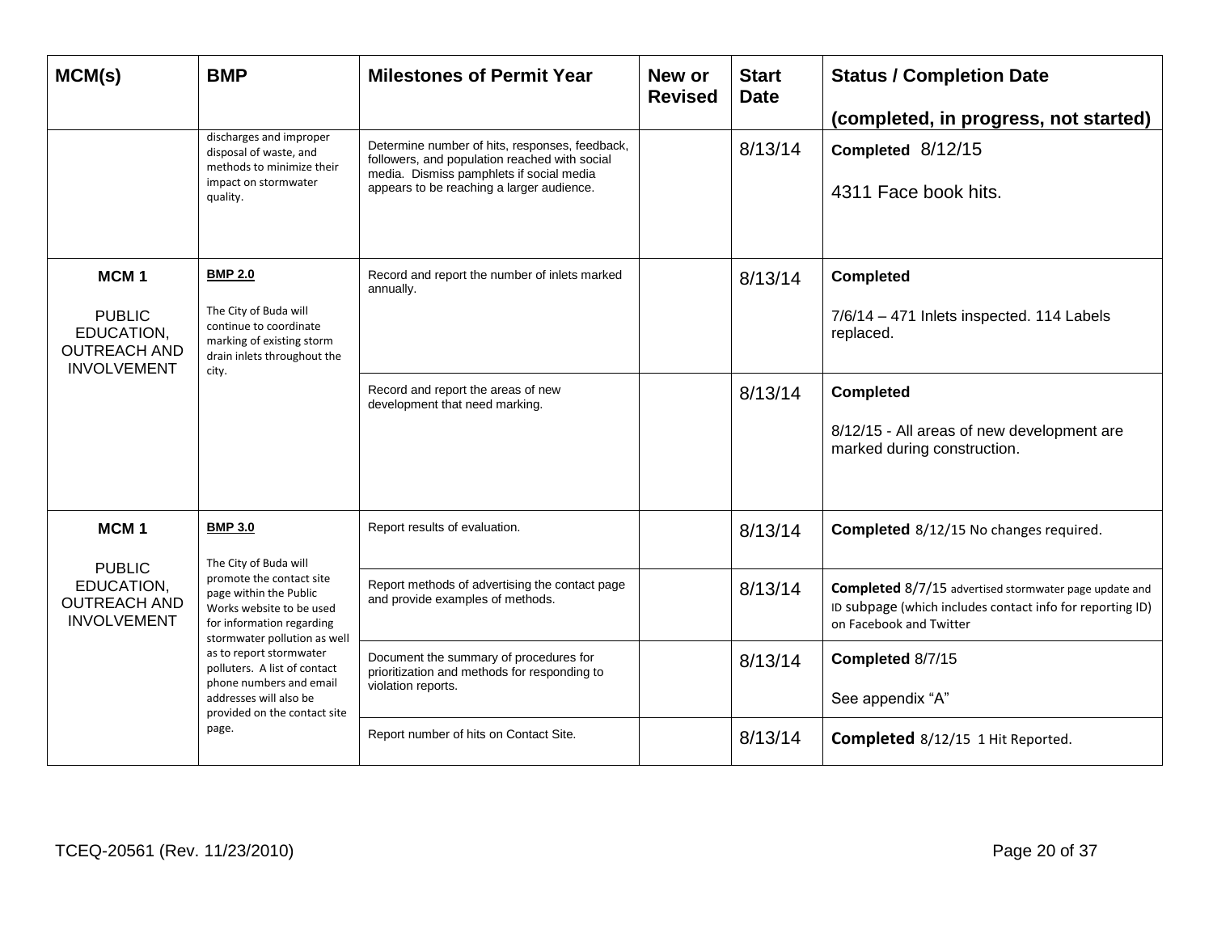| MCM(s) | BMP | Milestones of Permit Year | New or Revised | Start Date | Status / Completion Date (completed, in progress, not started) |
|---|---|---|---|---|---|
| | discharges and improper disposal of waste, and methods to minimize their impact on stormwater quality. | Determine number of hits, responses, feedback, followers, and population reached with social media. Dismiss pamphlets if social media appears to be reaching a larger audience. | | 8/13/14 | **Completed** 8/12/15<br><br>4311 Face book hits. |
| **MCM 1**<br><br>PUBLIC EDUCATION, OUTREACH AND INVOLVEMENT | **BMP 2.0**<br><br>The City of Buda will continue to coordinate marking of existing storm drain inlets throughout the city. | Record and report the number of inlets marked annually. | | 8/13/14 | **Completed**<br><br>7/6/14 – 471 Inlets inspected. 114 Labels replaced. |
| | | Record and report the areas of new development that need marking. | | 8/13/14 | **Completed**<br><br>8/12/15 - All areas of new development are marked during construction. |
| **MCM 1**<br><br>PUBLIC EDUCATION, OUTREACH AND INVOLVEMENT | **BMP 3.0**<br><br>The City of Buda will promote the contact site page within the Public Works website to be used for information regarding stormwater pollution as well as to report stormwater polluters. A list of contact phone numbers and email addresses will also be provided on the contact site page. | Report results of evaluation. | | 8/13/14 | **Completed** 8/12/15 No changes required. |
| | | Report methods of advertising the contact page and provide examples of methods. | | 8/13/14 | **Completed** 8/7/15 advertised stormwater page update and ID subpage (which includes contact info for reporting ID) on Facebook and Twitter |
| | | Document the summary of procedures for prioritization and methods for responding to violation reports. | | 8/13/14 | **Completed** 8/7/15<br><br>See appendix "A" |
| | | Report number of hits on Contact Site. | | 8/13/14 | **Completed** 8/12/15 1 Hit Reported. |

TCEQ-20561 (Rev. 11/23/2010)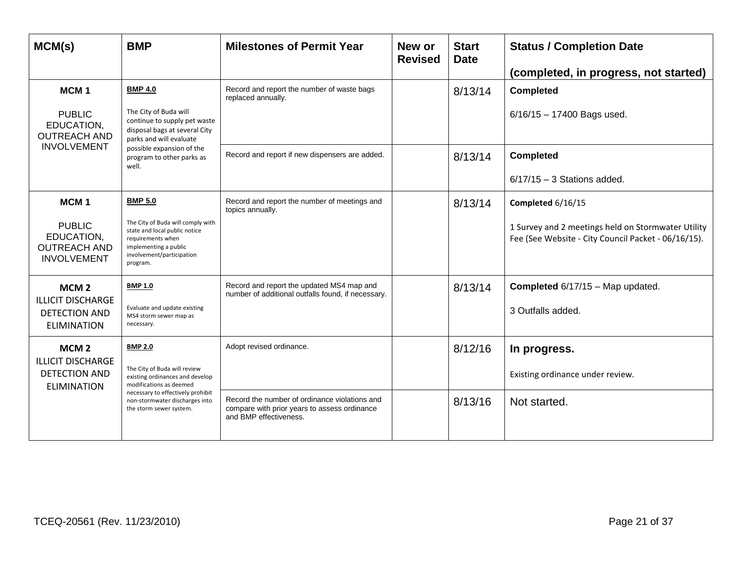| MCM(s) | BMP | Milestones of Permit Year | New or Revised | Start Date | Status / Completion Date (completed, in progress, not started) |
|---|---|---|---|---|---|
| **MCM 1** PUBLIC EDUCATION, OUTREACH AND INVOLVEMENT | **BMP 4.0** The City of Buda will continue to supply pet waste disposal bags at several City parks and will evaluate possible expansion of the program to other parks as well. | Record and report the number of waste bags replaced annually. | | 8/13/14 | **Completed** 6/16/15 – 17400 Bags used. |
| | | Record and report if new dispensers are added. | | 8/13/14 | **Completed** 6/17/15 – 3 Stations added. |
| **MCM 1** PUBLIC EDUCATION, OUTREACH AND INVOLVEMENT | **BMP 5.0** The City of Buda will comply with state and local public notice requirements when implementing a public involvement/participation program. | Record and report the number of meetings and topics annually. | | 8/13/14 | **Completed** 6/16/15 1 Survey and 2 meetings held on Stormwater Utility Fee (See Website - City Council Packet - 06/16/15). |
| **MCM 2** ILLICIT DISCHARGE DETECTION AND ELIMINATION | **BMP 1.0** Evaluate and update existing MS4 storm sewer map as necessary. | Record and report the updated MS4 map and number of additional outfalls found, if necessary. | | 8/13/14 | **Completed** 6/17/15 – Map updated. 3 Outfalls added. |
| **MCM 2** ILLICIT DISCHARGE DETECTION AND ELIMINATION | **BMP 2.0** The City of Buda will review existing ordinances and develop modifications as deemed necessary to effectively prohibit non-stormwater discharges into the storm sewer system. | Adopt revised ordinance. | | 8/12/16 | **In progress.** Existing ordinance under review. |
| | | Record the number of ordinance violations and compare with prior years to assess ordinance and BMP effectiveness. | | 8/13/16 | Not started. |

TCEQ-20561 (Rev. 11/23/2010)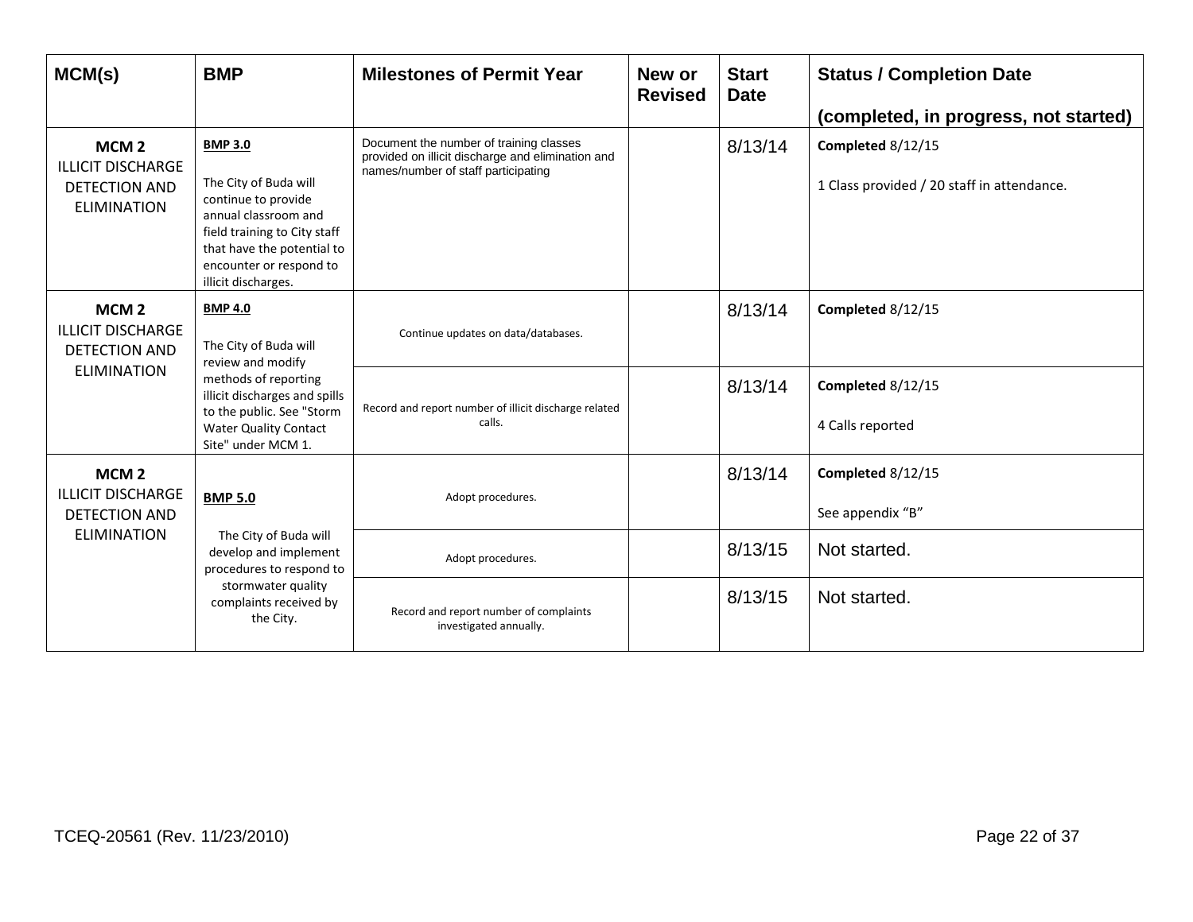| MCM(s) | BMP | Milestones of Permit Year | New or Revised | Start Date | Status / Completion Date (completed, in progress, not started) |
|---|---|---|---|---|---|
| **MCM 2** ILLICIT DISCHARGE DETECTION AND ELIMINATION | **BMP 3.0** The City of Buda will continue to provide annual classroom and field training to City staff that have the potential to encounter or respond to illicit discharges. | Document the number of training classes provided on illicit discharge and elimination and names/number of staff participating | | 8/13/14 | **Completed** 8/12/15 1 Class provided / 20 staff in attendance. |
| **MCM 2** ILLICIT DISCHARGE DETECTION AND ELIMINATION | **BMP 4.0** The City of Buda will review and modify methods of reporting illicit discharges and spills to the public. See "Storm Water Quality Contact Site" under MCM 1. | Continue updates on data/databases. | | 8/13/14 | **Completed** 8/12/15 |
| | | Record and report number of illicit discharge related calls. | | 8/13/14 | **Completed** 8/12/15 4 Calls reported |
| **MCM 2** ILLICIT DISCHARGE DETECTION AND ELIMINATION | **BMP 5.0** The City of Buda will develop and implement procedures to respond to stormwater quality complaints received by the City. | Adopt procedures. | | 8/13/14 | **Completed** 8/12/15 See appendix "B" |
| | | Adopt procedures. | | 8/13/15 | Not started. |
| | | Record and report number of complaints investigated annually. | | 8/13/15 | Not started. |

TCEQ-20561 (Rev. 11/23/2010)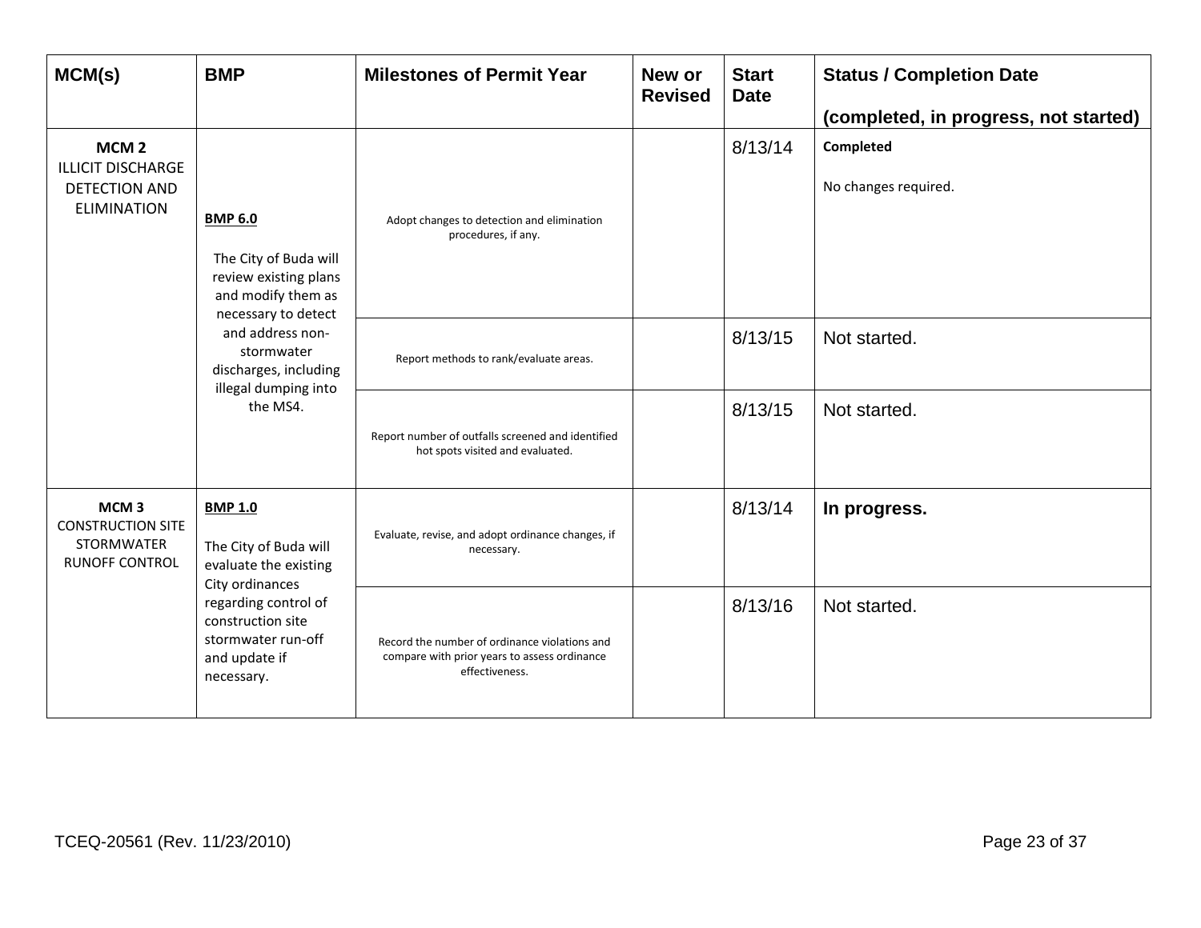| MCM(s) | BMP | Milestones of Permit Year | New or Revised | Start Date | Status / Completion Date (completed, in progress, not started) |
|---|---|---|---|---|---|
| **MCM 2** ILLICIT DISCHARGE DETECTION AND ELIMINATION | **BMP 6.0** The City of Buda will review existing plans and modify them as necessary to detect and address non-stormwater discharges, including illegal dumping into the MS4. | Adopt changes to detection and elimination procedures, if any. | | 8/13/14 | **Completed** No changes required. |
| | | Report methods to rank/evaluate areas. | | 8/13/15 | Not started. |
| | | Report number of outfalls screened and identified hot spots visited and evaluated. | | 8/13/15 | Not started. |
| **MCM 3** CONSTRUCTION SITE STORMWATER RUNOFF CONTROL | **BMP 1.0** The City of Buda will evaluate the existing City ordinances regarding control of construction site stormwater run-off and update if necessary. | Evaluate, revise, and adopt ordinance changes, if necessary. | | 8/13/14 | **In progress.** |
| | | Record the number of ordinance violations and compare with prior years to assess ordinance effectiveness. | | 8/13/16 | Not started. |

TCEQ-20561 (Rev. 11/23/2010)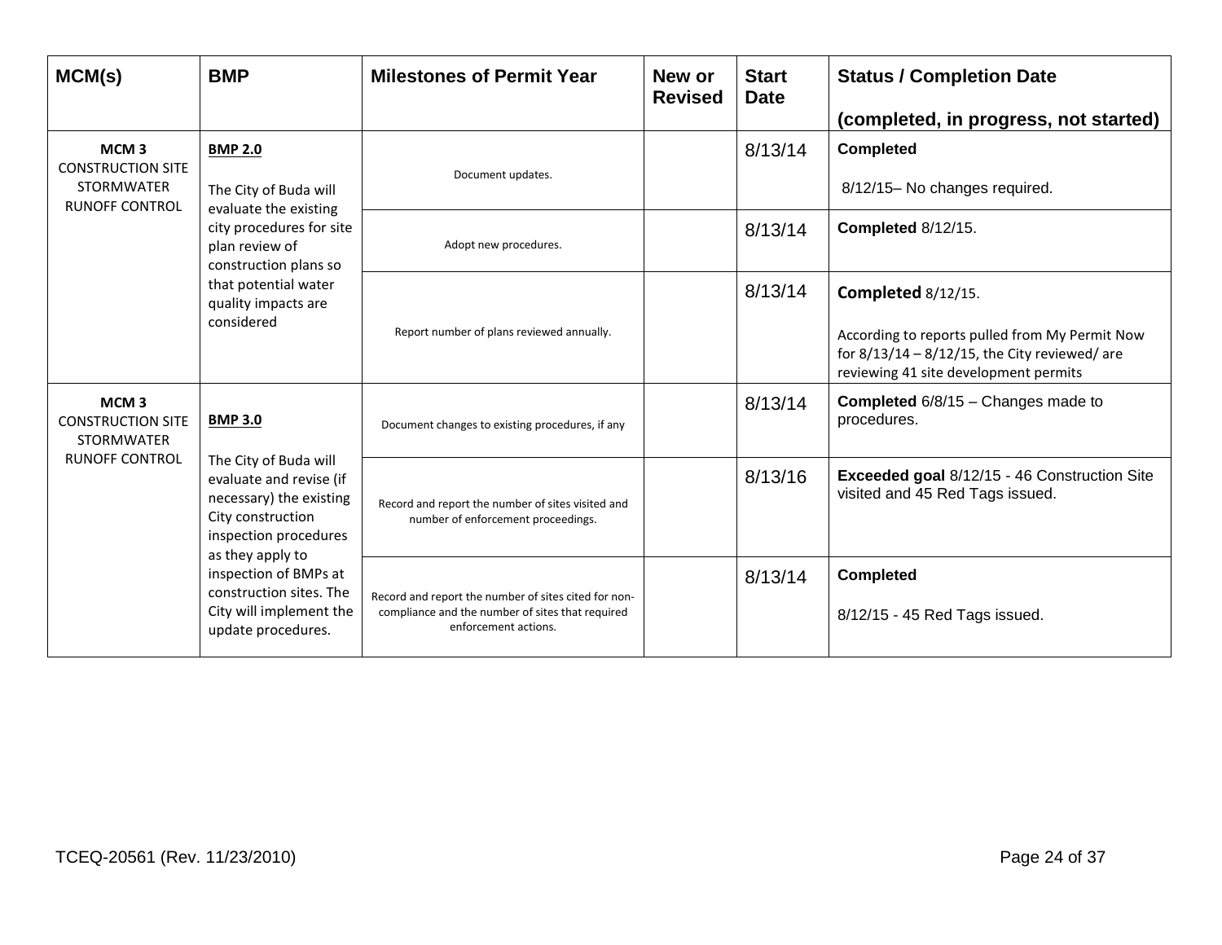| MCM(s) | BMP | Milestones of Permit Year | New or Revised | Start Date | Status / Completion Date (completed, in progress, not started) |
| --- | --- | --- | --- | --- | --- |
| **MCM 3** CONSTRUCTION SITE STORMWATER RUNOFF CONTROL | **BMP 2.0** The City of Buda will evaluate the existing city procedures for site plan review of construction plans so that potential water quality impacts are considered | Document updates. | | 8/13/14 | **Completed** 8/12/15– No changes required. |
| | | Adopt new procedures. | | 8/13/14 | **Completed** 8/12/15. |
| | | Report number of plans reviewed annually. | | 8/13/14 | **Completed** 8/12/15. According to reports pulled from My Permit Now for 8/13/14 – 8/12/15, the City reviewed/ are reviewing 41 site development permits |
| **MCM 3** CONSTRUCTION SITE STORMWATER RUNOFF CONTROL | **BMP 3.0** The City of Buda will evaluate and revise (if necessary) the existing City construction inspection procedures as they apply to inspection of BMPs at construction sites. The City will implement the update procedures. | Document changes to existing procedures, if any | | 8/13/14 | **Completed** 6/8/15 – Changes made to procedures. |
| | | Record and report the number of sites visited and number of enforcement proceedings. | | 8/13/16 | **Exceeded goal** 8/12/15 - 46 Construction Site visited and 45 Red Tags issued. |
| | | Record and report the number of sites cited for non-compliance and the number of sites that required enforcement actions. | | 8/13/14 | **Completed** 8/12/15 - 45 Red Tags issued. |

TCEQ-20561 (Rev. 11/23/2010)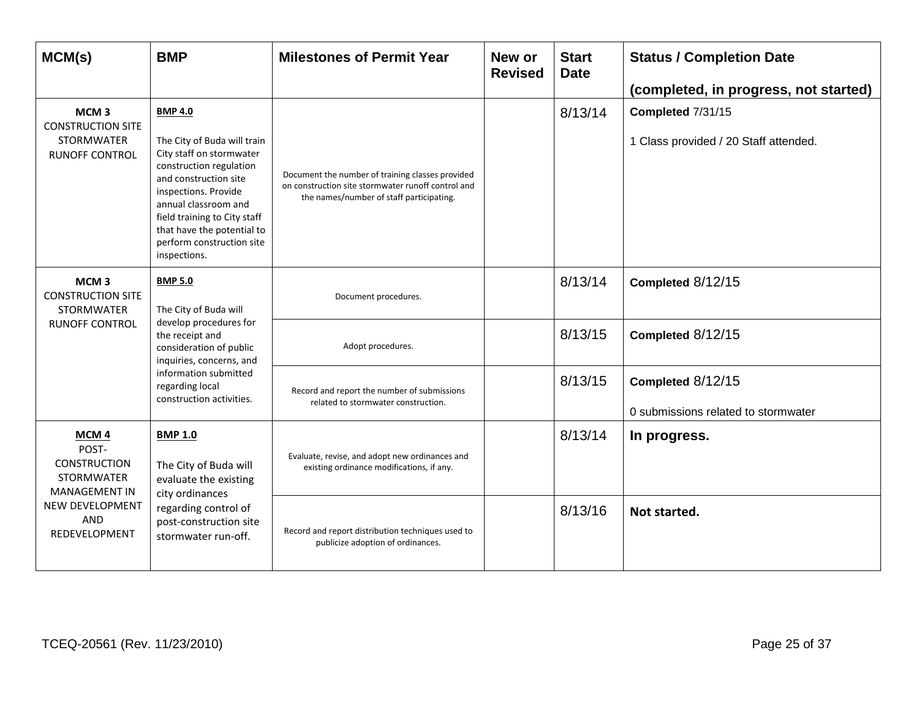| MCM(s) | BMP | Milestones of Permit Year | New or Revised | Start Date | Status / Completion Date (completed, in progress, not started) |
|---|---|---|---|---|---|
| **MCM 3** CONSTRUCTION SITE STORMWATER RUNOFF CONTROL | **BMP 4.0** The City of Buda will train City staff on stormwater construction regulation and construction site inspections. Provide annual classroom and field training to City staff that have the potential to perform construction site inspections. | Document the number of training classes provided on construction site stormwater runoff control and the names/number of staff participating. | | 8/13/14 | **Completed** 7/31/15<br><br>1 Class provided / 20 Staff attended. |
| **MCM 3** CONSTRUCTION SITE STORMWATER RUNOFF CONTROL | **BMP 5.0** The City of Buda will develop procedures for the receipt and consideration of public inquiries, concerns, and information submitted regarding local construction activities. | Document procedures. | | 8/13/14 | **Completed** 8/12/15 |
| | | Adopt procedures. | | 8/13/15 | **Completed** 8/12/15 |
| | | Record and report the number of submissions related to stormwater construction. | | 8/13/15 | **Completed** 8/12/15<br><br>0 submissions related to stormwater |
| **MCM 4** POST-CONSTRUCTION STORMWATER MANAGEMENT IN NEW DEVELOPMENT AND REDEVELOPMENT | **BMP 1.0** The City of Buda will evaluate the existing city ordinances regarding control of post-construction site stormwater run-off. | Evaluate, revise, and adopt new ordinances and existing ordinance modifications, if any. | | 8/13/14 | **In progress.** |
| | | Record and report distribution techniques used to publicize adoption of ordinances. | | 8/13/16 | **Not started.** |

TCEQ-20561 (Rev. 11/23/2010)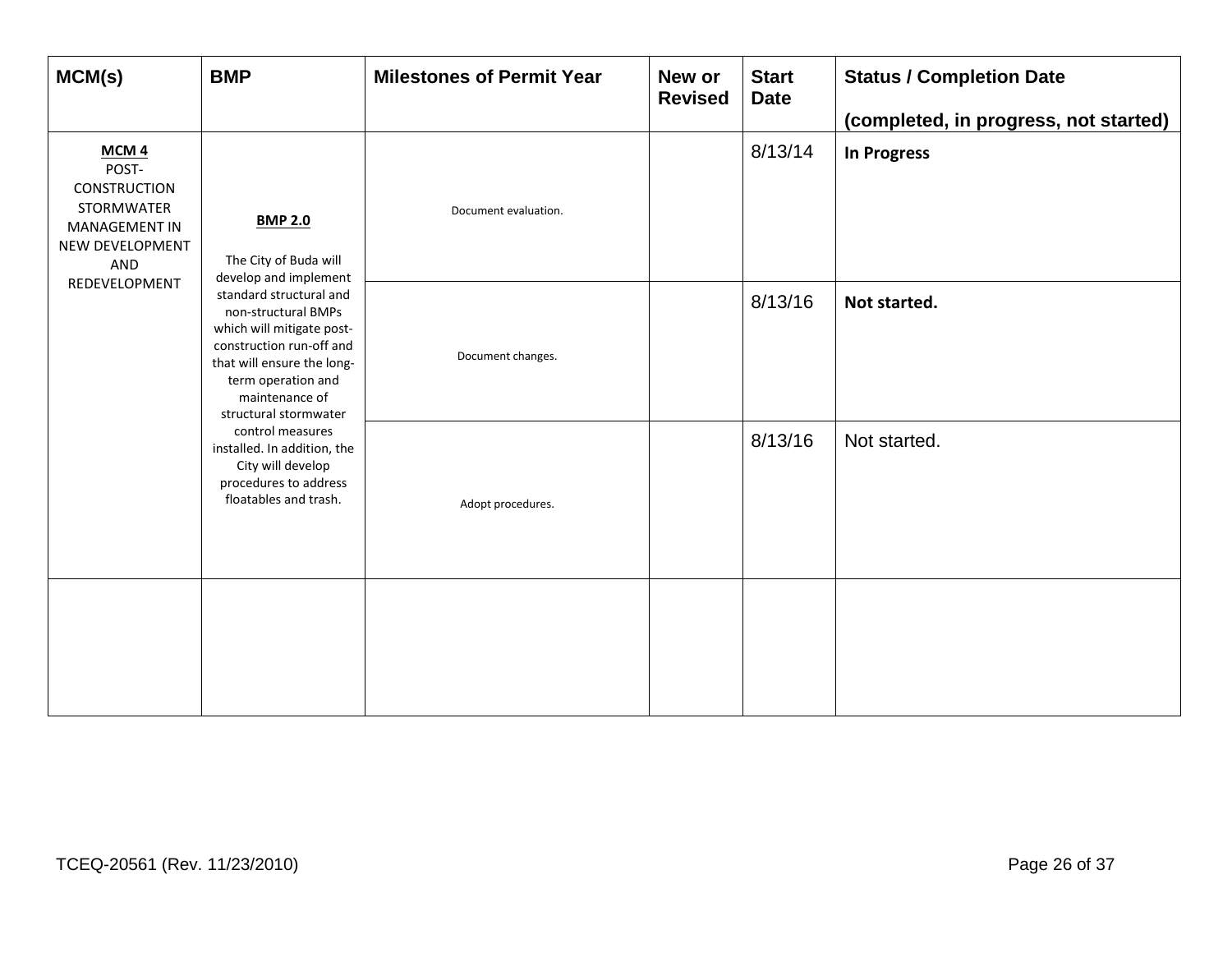| MCM(s) | BMP | Milestones of Permit Year | New or Revised | Start Date | Status / Completion Date (completed, in progress, not started) |
|---|---|---|---|---|---|
| **MCM 4** POST-CONSTRUCTION STORMWATER MANAGEMENT IN NEW DEVELOPMENT AND REDEVELOPMENT | **BMP 2.0** The City of Buda will develop and implement standard structural and non-structural BMPs which will mitigate post-construction run-off and that will ensure the long-term operation and maintenance of structural stormwater control measures installed. In addition, the City will develop procedures to address floatables and trash. | Document evaluation. | | 8/13/14 | **In Progress** |
| | | Document changes. | | 8/13/16 | **Not started.** |
| | | Adopt procedures. | | 8/13/16 | Not started. |
| | | | | | |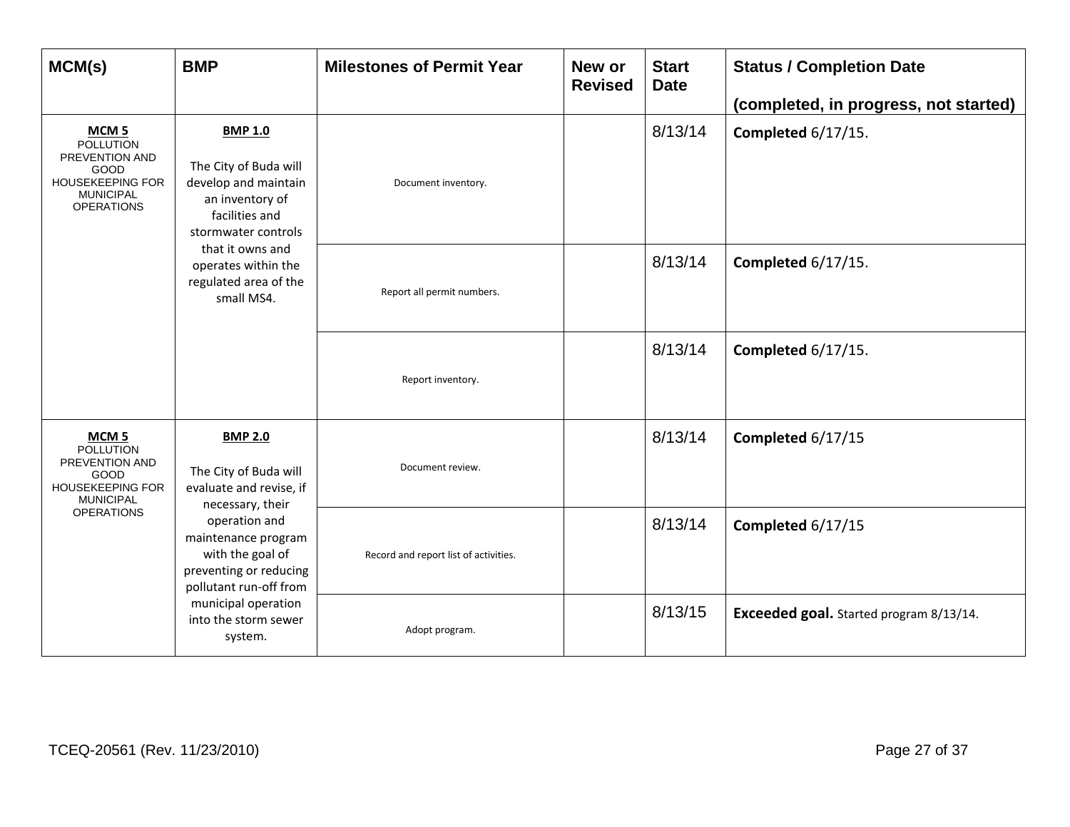| MCM(s) | BMP | Milestones of Permit Year | New or Revised | Start Date | Status / Completion Date<br><br>(completed, in progress, not started) |
|---|---|---|---|---|---|
| **MCM 5**<br>POLLUTION PREVENTION AND GOOD HOUSEKEEPING FOR MUNICIPAL OPERATIONS | **BMP 1.0**<br><br>The City of Buda will develop and maintain an inventory of facilities and stormwater controls that it owns and operates within the regulated area of the small MS4. | Document inventory. | | 8/13/14 | **Completed** 6/17/15. |
| | | Report all permit numbers. | | 8/13/14 | **Completed** 6/17/15. |
| | | Report inventory. | | 8/13/14 | **Completed** 6/17/15. |
| **MCM 5**<br>POLLUTION PREVENTION AND GOOD HOUSEKEEPING FOR MUNICIPAL OPERATIONS | **BMP 2.0**<br><br>The City of Buda will evaluate and revise, if necessary, their operation and maintenance program with the goal of preventing or reducing pollutant run-off from municipal operation into the storm sewer system. | Document review. | | 8/13/14 | **Completed** 6/17/15 |
| | | Record and report list of activities. | | 8/13/14 | **Completed** 6/17/15 |
| | | Adopt program. | | 8/13/15 | **Exceeded goal.** Started program 8/13/14. |

TCEQ-20561 (Rev. 11/23/2010)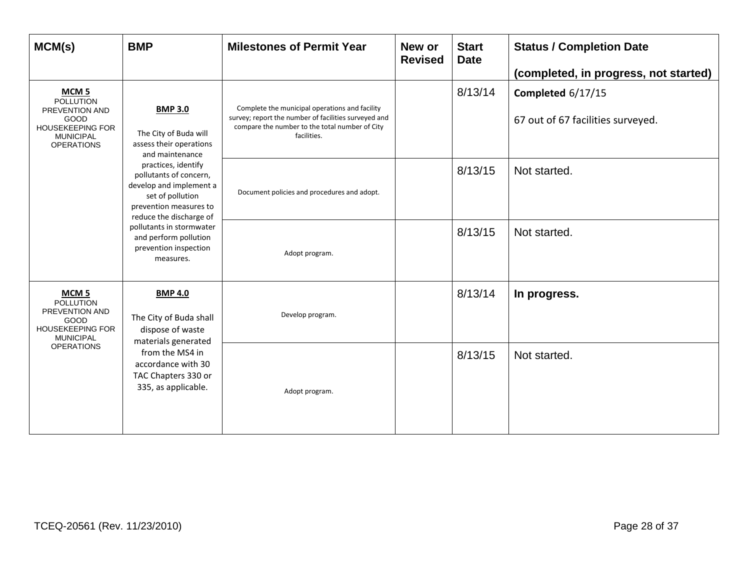| MCM(s) | BMP | Milestones of Permit Year | New or Revised | Start Date | Status / Completion Date (completed, in progress, not started) |
|---|---|---|---|---|---|
| **MCM 5** POLLUTION PREVENTION AND GOOD HOUSEKEEPING FOR MUNICIPAL OPERATIONS | **BMP 3.0** The City of Buda will assess their operations and maintenance practices, identify pollutants of concern, develop and implement a set of pollution prevention measures to reduce the discharge of pollutants in stormwater and perform pollution prevention inspection measures. | Complete the municipal operations and facility survey; report the number of facilities surveyed and compare the number to the total number of City facilities. | | 8/13/14 | **Completed** 6/17/15 67 out of 67 facilities surveyed. |
| | | Document policies and procedures and adopt. | | 8/13/15 | Not started. |
| | | Adopt program. | | 8/13/15 | Not started. |
| **MCM 5** POLLUTION PREVENTION AND GOOD HOUSEKEEPING FOR MUNICIPAL OPERATIONS | **BMP 4.0** The City of Buda shall dispose of waste materials generated from the MS4 in accordance with 30 TAC Chapters 330 or 335, as applicable. | Develop program. | | 8/13/14 | **In progress.** |
| | | Adopt program. | | 8/13/15 | Not started. |

TCEQ-20561 (Rev. 11/23/2010)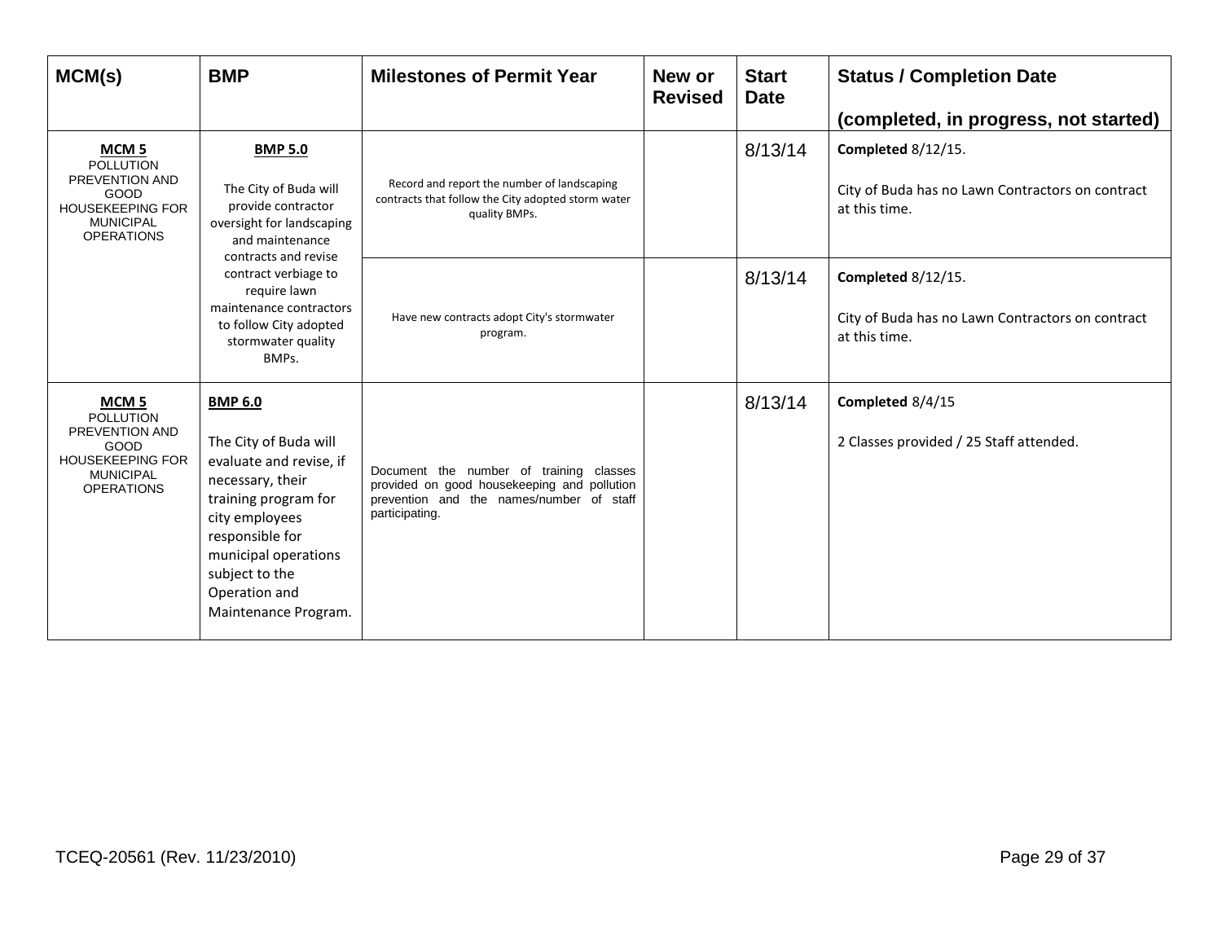| MCM(s) | BMP | Milestones of Permit Year | New or Revised | Start Date | Status / Completion Date (completed, in progress, not started) |
|---|---|---|---|---|---|
| **MCM 5** POLLUTION PREVENTION AND GOOD HOUSEKEEPING FOR MUNICIPAL OPERATIONS | **BMP 5.0** The City of Buda will provide contractor oversight for landscaping and maintenance contracts and revise contract verbiage to require lawn maintenance contractors to follow City adopted stormwater quality BMPs. | Record and report the number of landscaping contracts that follow the City adopted storm water quality BMPs. | | 8/13/14 | **Completed** 8/12/15. City of Buda has no Lawn Contractors on contract at this time. |
| | | Have new contracts adopt City's stormwater program. | | 8/13/14 | **Completed** 8/12/15. City of Buda has no Lawn Contractors on contract at this time. |
| **MCM 5** POLLUTION PREVENTION AND GOOD HOUSEKEEPING FOR MUNICIPAL OPERATIONS | **BMP 6.0** The City of Buda will evaluate and revise, if necessary, their training program for city employees responsible for municipal operations subject to the Operation and Maintenance Program. | Document the number of training classes provided on good housekeeping and pollution prevention and the names/number of staff participating. | | 8/13/14 | **Completed** 8/4/15 2 Classes provided / 25 Staff attended. |

TCEQ-20561 (Rev. 11/23/2010)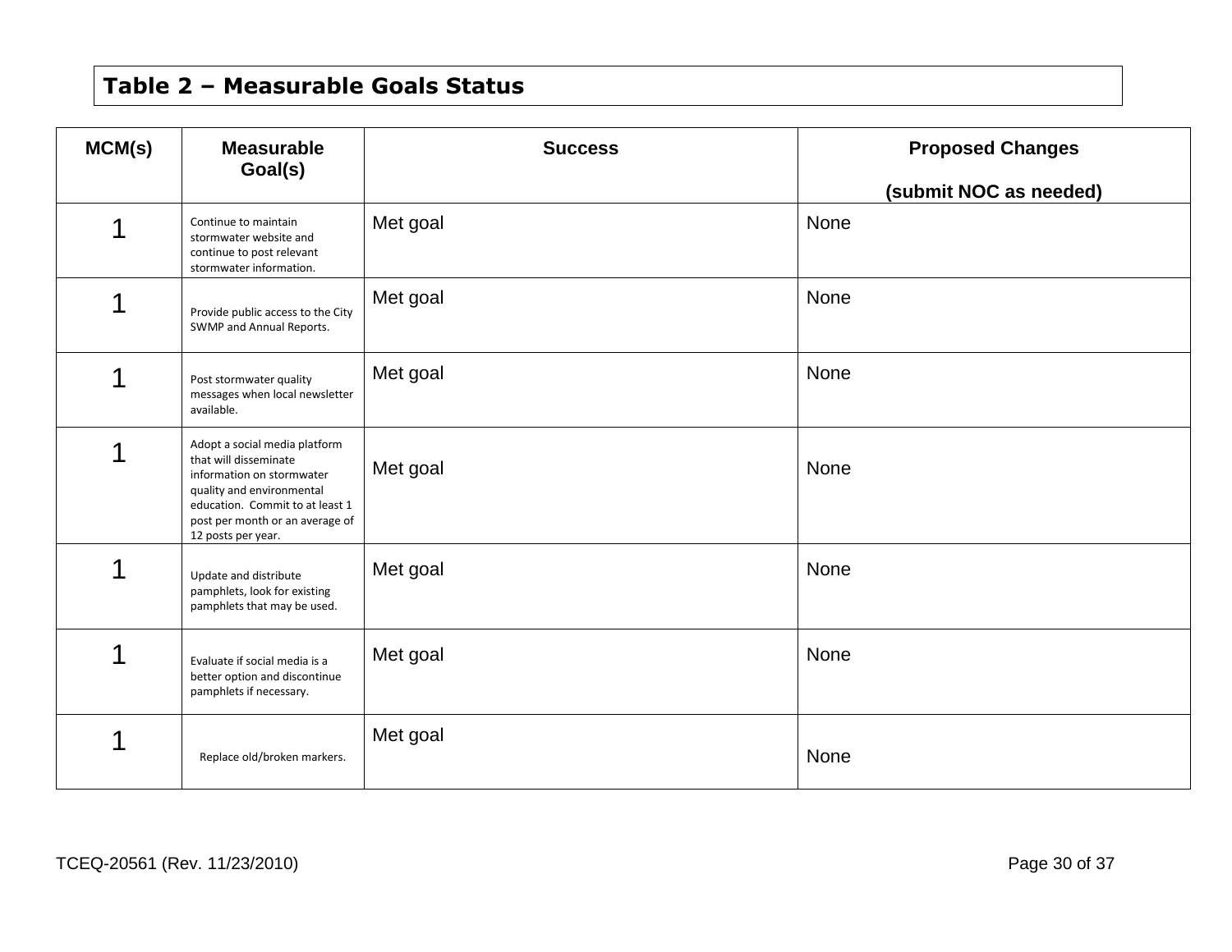## Table 2 – Measurable Goals Status

| MCM(s) | Measurable Goal(s) | Success | Proposed Changes (submit NOC as needed) |
|---|---|---|---|
| 1 | Continue to maintain stormwater website and continue to post relevant stormwater information. | Met goal | None |
| 1 | Provide public access to the City SWMP and Annual Reports. | Met goal | None |
| 1 | Post stormwater quality messages when local newsletter available. | Met goal | None |
| 1 | Adopt a social media platform that will disseminate information on stormwater quality and environmental education. Commit to at least 1 post per month or an average of 12 posts per year. | Met goal | None |
| 1 | Update and distribute pamphlets, look for existing pamphlets that may be used. | Met goal | None |
| 1 | Evaluate if social media is a better option and discontinue pamphlets if necessary. | Met goal | None |
| 1 | Replace old/broken markers. | Met goal | None |

TCEQ-20561 (Rev. 11/23/2010)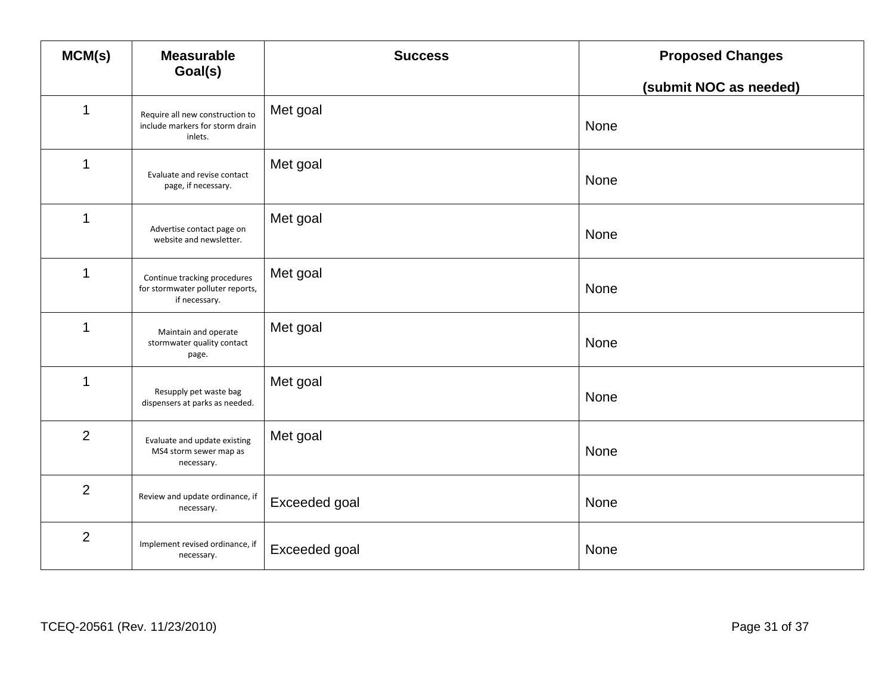| MCM(s) | Measurable Goal(s) | Success | Proposed Changes (submit NOC as needed) |
|---|---|---|---|
| 1 | Require all new construction to include markers for storm drain inlets. | Met goal | None |
| 1 | Evaluate and revise contact page, if necessary. | Met goal | None |
| 1 | Advertise contact page on website and newsletter. | Met goal | None |
| 1 | Continue tracking procedures for stormwater polluter reports, if necessary. | Met goal | None |
| 1 | Maintain and operate stormwater quality contact page. | Met goal | None |
| 1 | Resupply pet waste bag dispensers at parks as needed. | Met goal | None |
| 2 | Evaluate and update existing MS4 storm sewer map as necessary. | Met goal | None |
| 2 | Review and update ordinance, if necessary. | Exceeded goal | None |
| 2 | Implement revised ordinance, if necessary. | Exceeded goal | None |

TCEQ-20561 (Rev. 11/23/2010)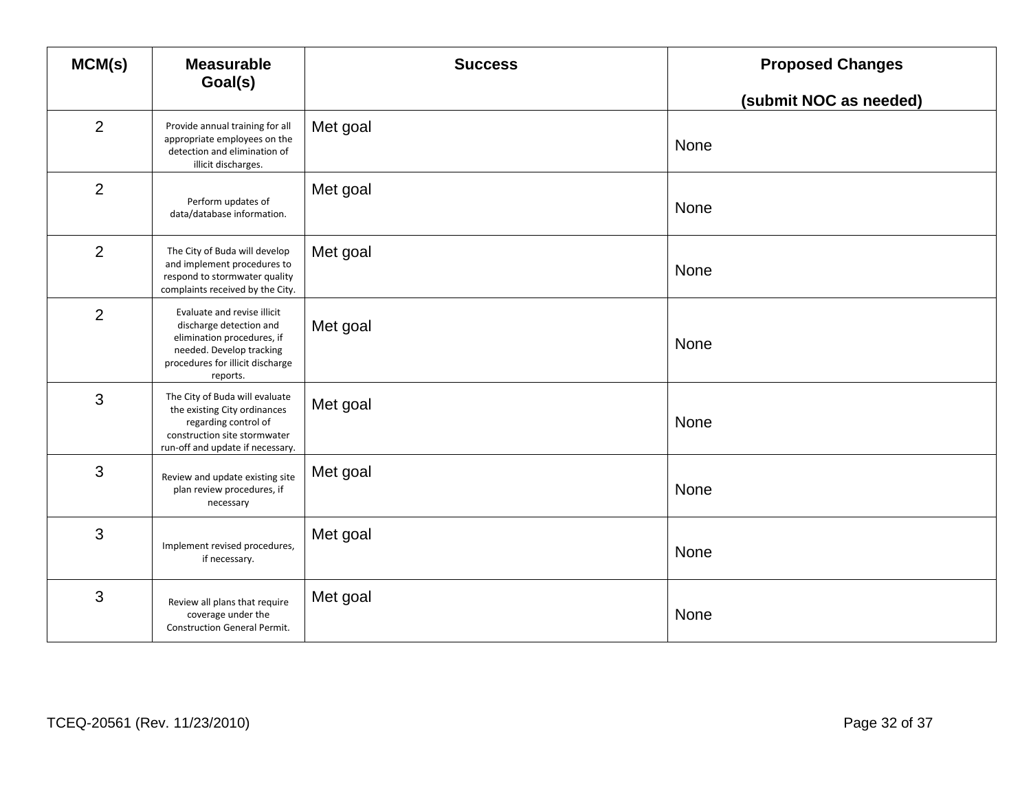| MCM(s) | Measurable Goal(s) | Success | Proposed Changes (submit NOC as needed) |
|---|---|---|---|
| 2 | Provide annual training for all appropriate employees on the detection and elimination of illicit discharges. | Met goal | None |
| 2 | Perform updates of data/database information. | Met goal | None |
| 2 | The City of Buda will develop and implement procedures to respond to stormwater quality complaints received by the City. | Met goal | None |
| 2 | Evaluate and revise illicit discharge detection and elimination procedures, if needed. Develop tracking procedures for illicit discharge reports. | Met goal | None |
| 3 | The City of Buda will evaluate the existing City ordinances regarding control of construction site stormwater run-off and update if necessary. | Met goal | None |
| 3 | Review and update existing site plan review procedures, if necessary | Met goal | None |
| 3 | Implement revised procedures, if necessary. | Met goal | None |
| 3 | Review all plans that require coverage under the Construction General Permit. | Met goal | None |

TCEQ-20561 (Rev. 11/23/2010)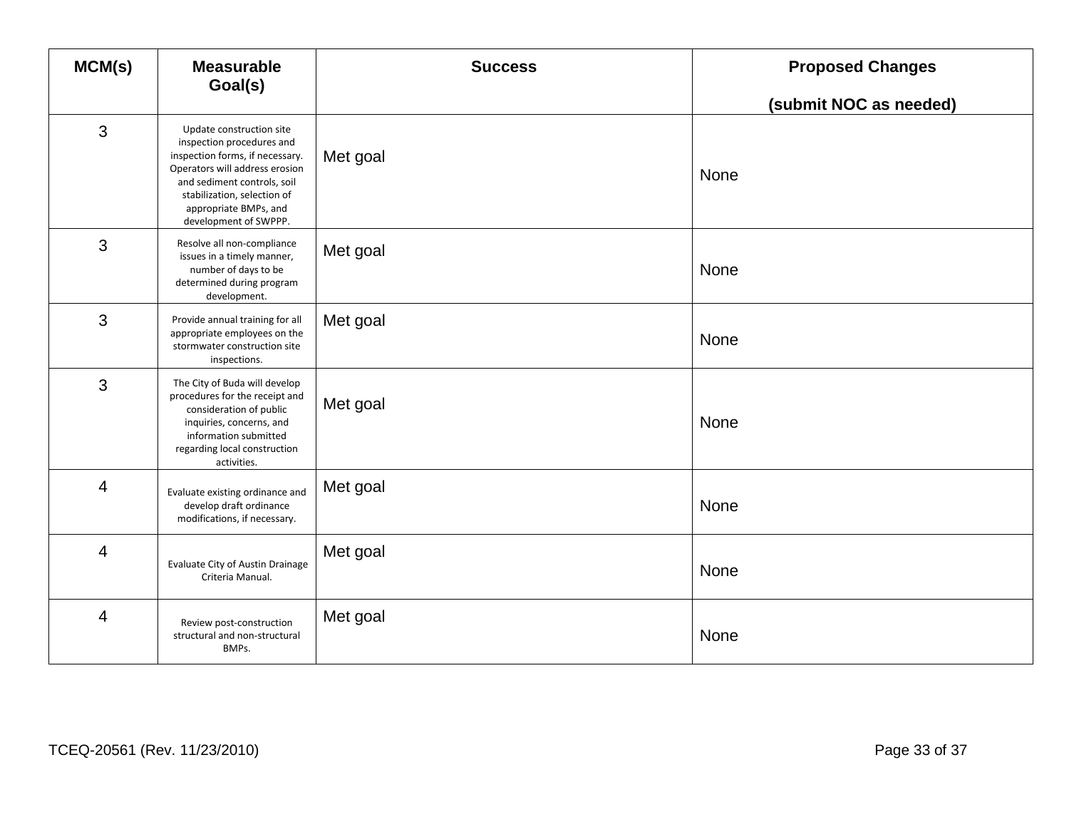| MCM(s) | Measurable Goal(s) | Success | Proposed Changes (submit NOC as needed) |
|---|---|---|---|
| 3 | Update construction site inspection procedures and inspection forms, if necessary. Operators will address erosion and sediment controls, soil stabilization, selection of appropriate BMPs, and development of SWPPP. | Met goal | None |
| 3 | Resolve all non-compliance issues in a timely manner, number of days to be determined during program development. | Met goal | None |
| 3 | Provide annual training for all appropriate employees on the stormwater construction site inspections. | Met goal | None |
| 3 | The City of Buda will develop procedures for the receipt and consideration of public inquiries, concerns, and information submitted regarding local construction activities. | Met goal | None |
| 4 | Evaluate existing ordinance and develop draft ordinance modifications, if necessary. | Met goal | None |
| 4 | Evaluate City of Austin Drainage Criteria Manual. | Met goal | None |
| 4 | Review post-construction structural and non-structural BMPs. | Met goal | None |

TCEQ-20561 (Rev. 11/23/2010)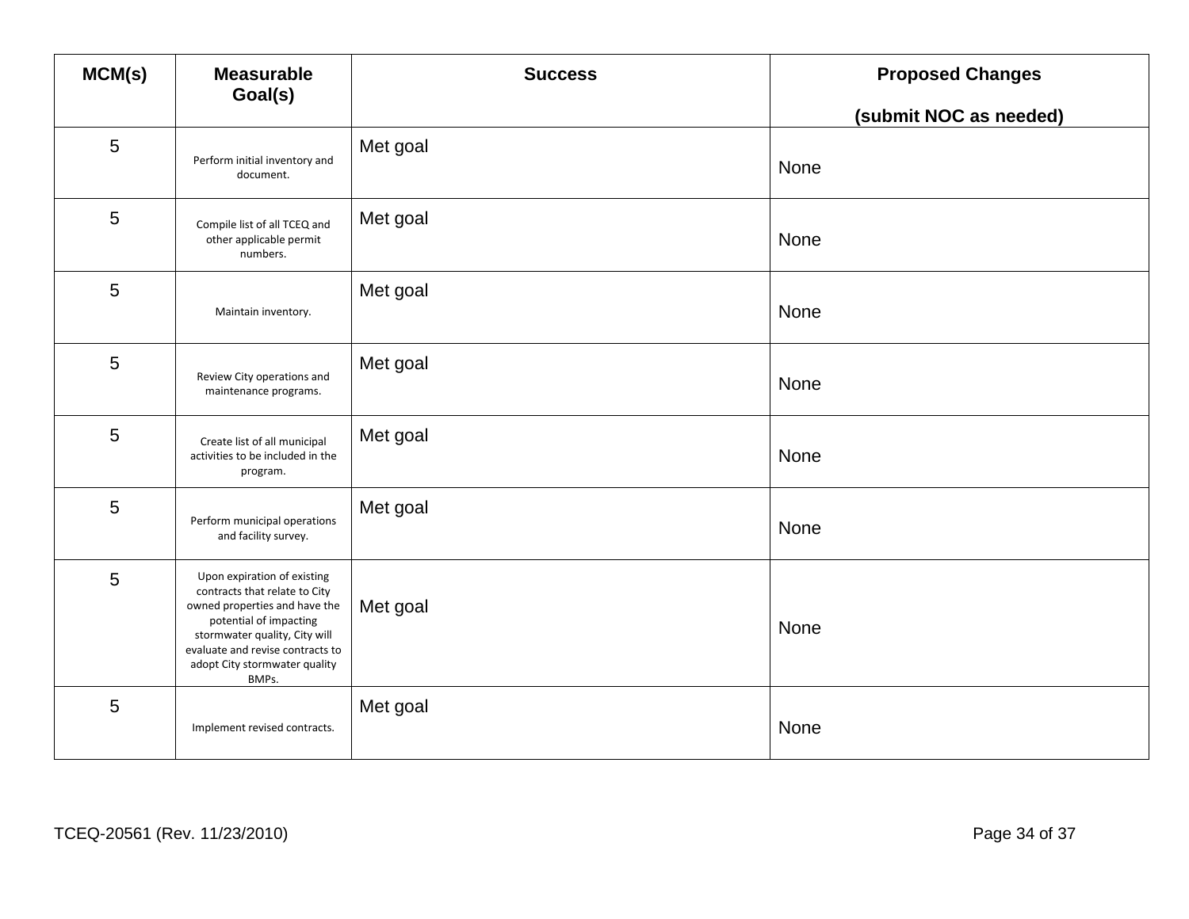| MCM(s) | Measurable Goal(s) | Success | Proposed Changes (submit NOC as needed) |
|---|---|---|---|
| 5 | Perform initial inventory and document. | Met goal | None |
| 5 | Compile list of all TCEQ and other applicable permit numbers. | Met goal | None |
| 5 | Maintain inventory. | Met goal | None |
| 5 | Review City operations and maintenance programs. | Met goal | None |
| 5 | Create list of all municipal activities to be included in the program. | Met goal | None |
| 5 | Perform municipal operations and facility survey. | Met goal | None |
| 5 | Upon expiration of existing contracts that relate to City owned properties and have the potential of impacting stormwater quality, City will evaluate and revise contracts to adopt City stormwater quality BMPs. | Met goal | None |
| 5 | Implement revised contracts. | Met goal | None |

TCEQ-20561 (Rev. 11/23/2010)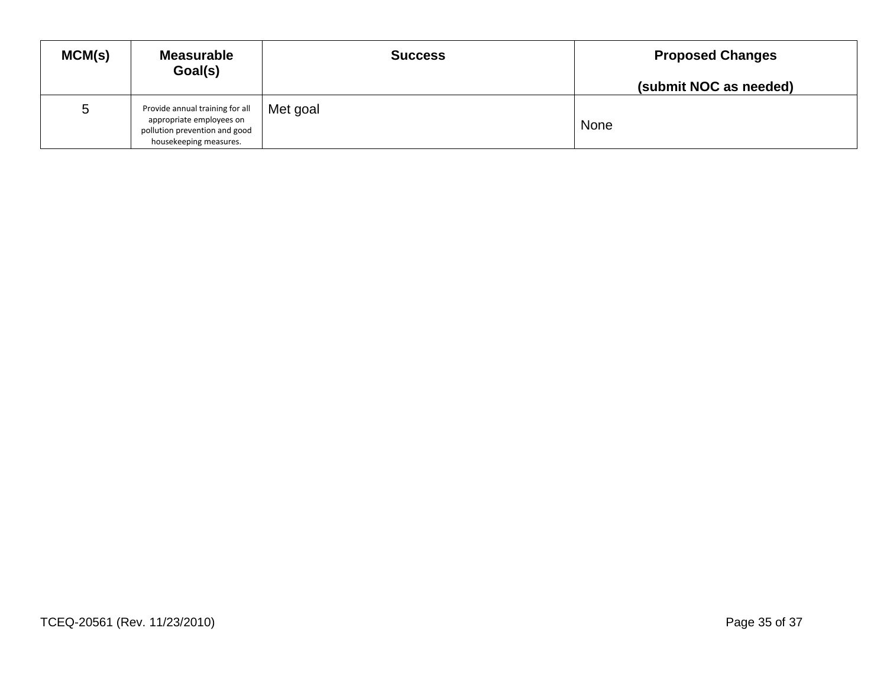| MCM(s) | Measurable Goal(s) | Success | Proposed Changes (submit NOC as needed) |
|---|---|---|---|
| 5 | Provide annual training for all appropriate employees on pollution prevention and good housekeeping measures. | Met goal | None |

TCEQ-20561 (Rev. 11/23/2010)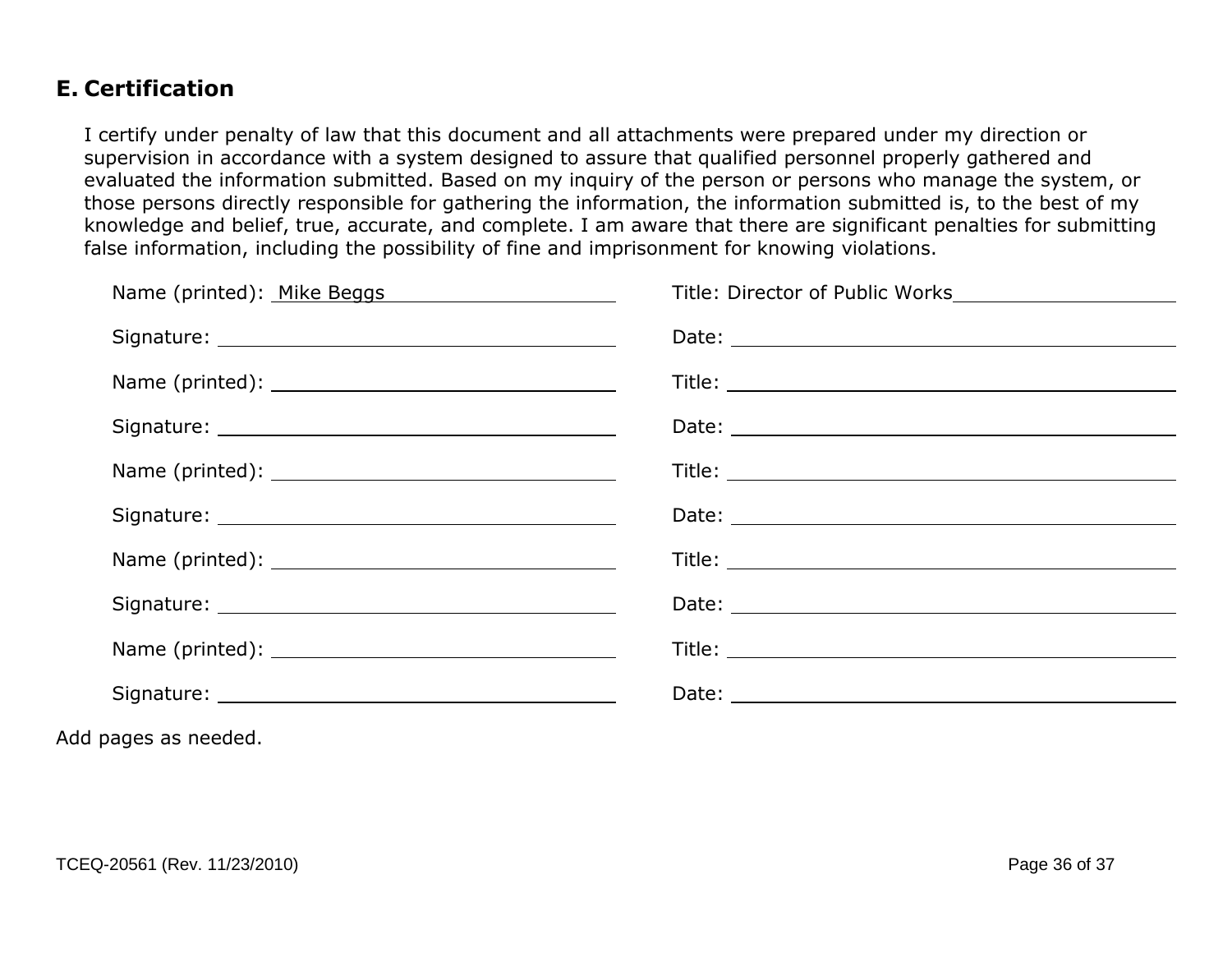## E. Certification

I certify under penalty of law that this document and all attachments were prepared under my direction or supervision in accordance with a system designed to assure that qualified personnel properly gathered and evaluated the information submitted. Based on my inquiry of the person or persons who manage the system, or those persons directly responsible for gathering the information, the information submitted is, to the best of my knowledge and belief, true, accurate, and complete. I am aware that there are significant penalties for submitting false information, including the possibility of fine and imprisonment for knowing violations.

| | |
|---|---|
| Name (printed): Mike Beggs | Title: Director of Public Works |
| Signature: | Date: |
| Name (printed): | Title: |
| Signature: | Date: |
| Name (printed): | Title: |
| Signature: | Date: |
| Name (printed): | Title: |
| Signature: | Date: |
| Name (printed): | Title: |
| Signature: | Date: |

Add pages as needed.

TCEQ-20561 (Rev. 11/23/2010)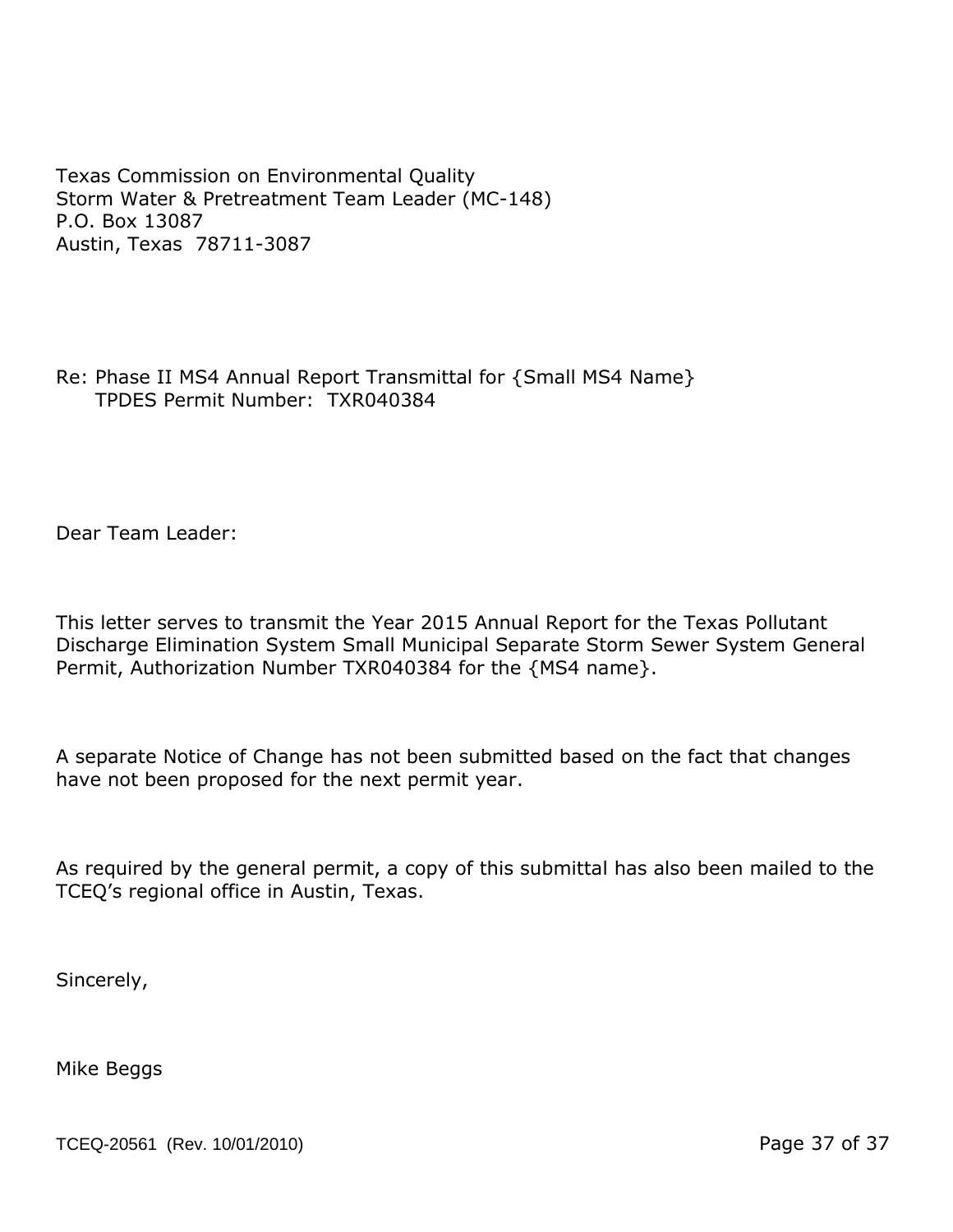Texas Commission on Environmental Quality
Storm Water & Pretreatment Team Leader (MC-148)
P.O. Box 13087
Austin, Texas 78711-3087

Re: Phase II MS4 Annual Report Transmittal for {Small MS4 Name}
TPDES Permit Number: TXR040384

Dear Team Leader:

This letter serves to transmit the Year 2015 Annual Report for the Texas Pollutant Discharge Elimination System Small Municipal Separate Storm Sewer System General Permit, Authorization Number TXR040384 for the {MS4 name}.

A separate Notice of Change has not been submitted based on the fact that changes have not been proposed for the next permit year.

As required by the general permit, a copy of this submittal has also been mailed to the TCEQ's regional office in Austin, Texas.

Sincerely,

Mike Beggs

TCEQ-20561 (Rev. 10/01/2010)